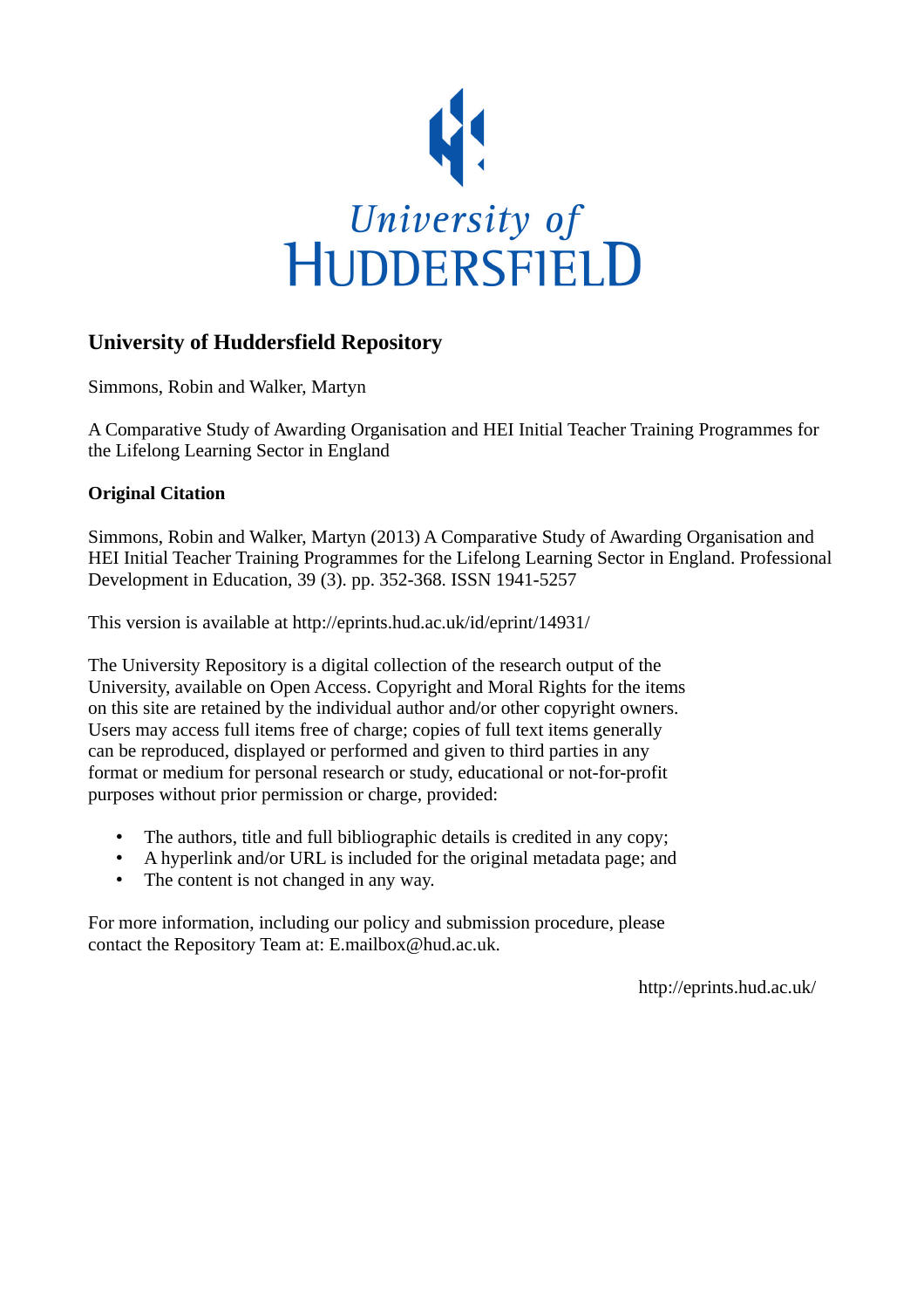University of HUDDERSFIELD

## University of Huddersfield Repository

Simmons, Robin and Walker, Martyn

A Comparative Study of Awarding Organisation and HEI Initial Teacher Training Programmes for the Lifelong Learning Sector in England

### Original Citation

Simmons, Robin and Walker, Martyn (2013) A Comparative Study of Awarding Organisation and HEI Initial Teacher Training Programmes for the Lifelong Learning Sector in England. Professional Development in Education, 39 (3). pp. 352-368. ISSN 1941-5257

This version is available at http://eprints.hud.ac.uk/id/eprint/14931/

The University Repository is a digital collection of the research output of the University, available on Open Access. Copyright and Moral Rights for the items on this site are retained by the individual author and/or other copyright owners. Users may access full items free of charge; copies of full text items generally can be reproduced, displayed or performed and given to third parties in any format or medium for personal research or study, educational or not-for-profit purposes without prior permission or charge, provided:

- The authors, title and full bibliographic details is credited in any copy;
- A hyperlink and/or URL is included for the original metadata page; and
- The content is not changed in any way.

For more information, including our policy and submission procedure, please contact the Repository Team at: E.mailbox@hud.ac.uk.

http://eprints.hud.ac.uk/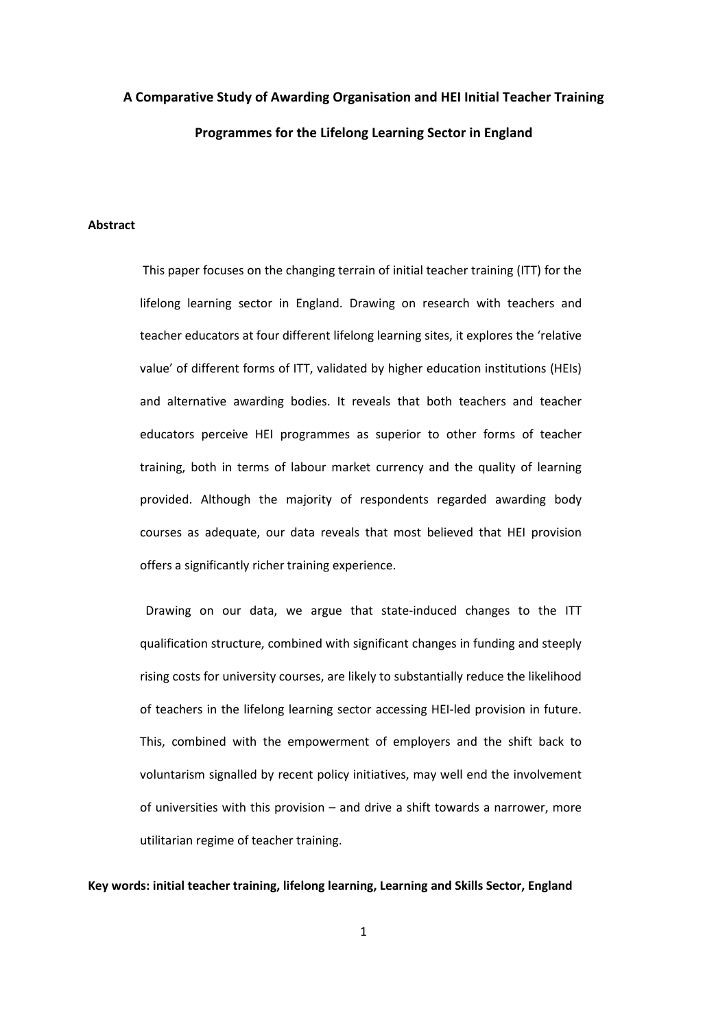# A Comparative Study of Awarding Organisation and HEI Initial Teacher Training Programmes for the Lifelong Learning Sector in England

**Abstract**

This paper focuses on the changing terrain of initial teacher training (ITT) for the lifelong learning sector in England. Drawing on research with teachers and teacher educators at four different lifelong learning sites, it explores the 'relative value' of different forms of ITT, validated by higher education institutions (HEIs) and alternative awarding bodies. It reveals that both teachers and teacher educators perceive HEI programmes as superior to other forms of teacher training, both in terms of labour market currency and the quality of learning provided. Although the majority of respondents regarded awarding body courses as adequate, our data reveals that most believed that HEI provision offers a significantly richer training experience.

Drawing on our data, we argue that state-induced changes to the ITT qualification structure, combined with significant changes in funding and steeply rising costs for university courses, are likely to substantially reduce the likelihood of teachers in the lifelong learning sector accessing HEI-led provision in future. This, combined with the empowerment of employers and the shift back to voluntarism signalled by recent policy initiatives, may well end the involvement of universities with this provision – and drive a shift towards a narrower, more utilitarian regime of teacher training.

**Key words: initial teacher training, lifelong learning, Learning and Skills Sector, England**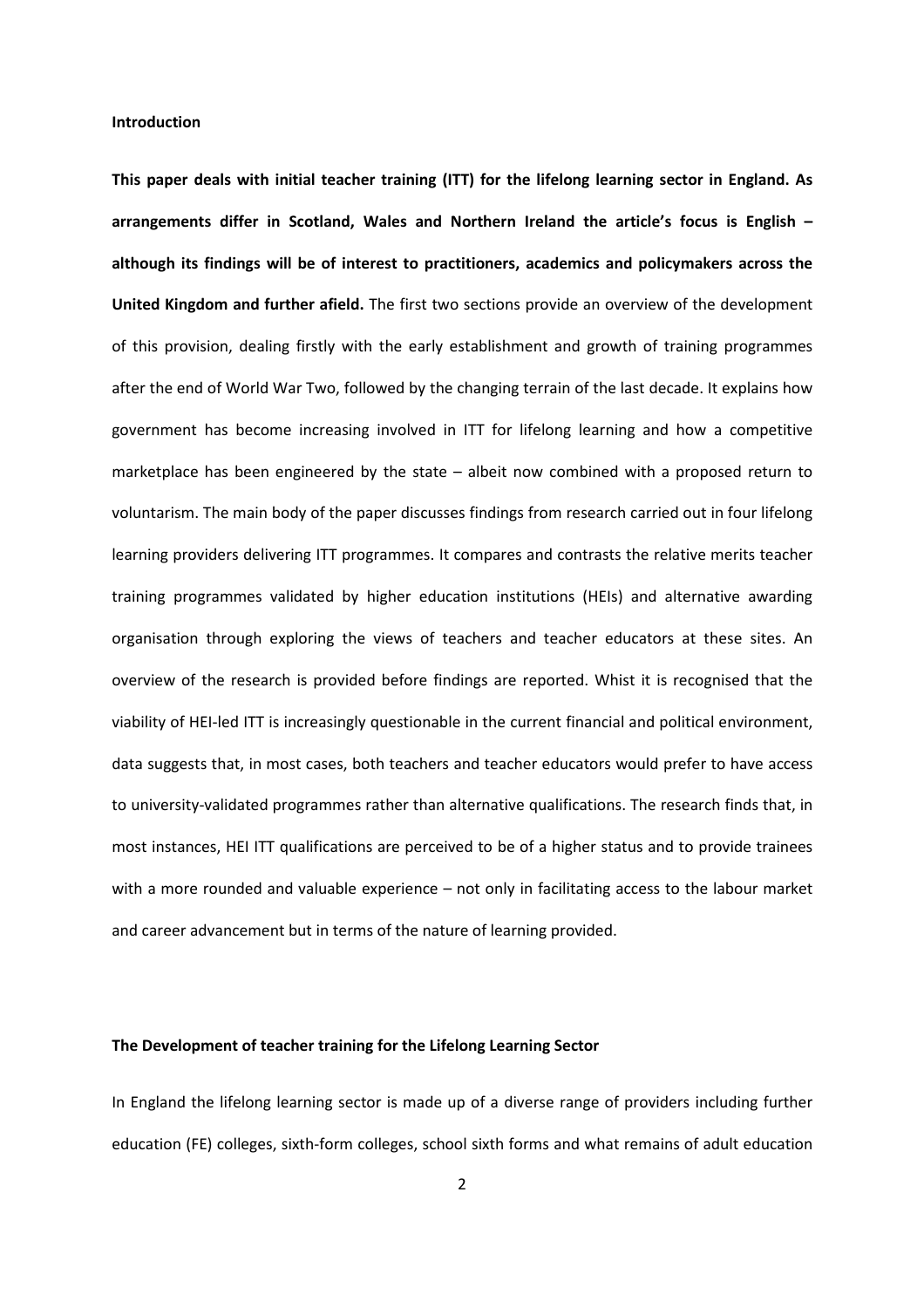**Introduction**

**This paper deals with initial teacher training (ITT) for the lifelong learning sector in England. As arrangements differ in Scotland, Wales and Northern Ireland the article's focus is English – although its findings will be of interest to practitioners, academics and policymakers across the United Kingdom and further afield.** The first two sections provide an overview of the development of this provision, dealing firstly with the early establishment and growth of training programmes after the end of World War Two, followed by the changing terrain of the last decade. It explains how government has become increasing involved in ITT for lifelong learning and how a competitive marketplace has been engineered by the state – albeit now combined with a proposed return to voluntarism. The main body of the paper discusses findings from research carried out in four lifelong learning providers delivering ITT programmes. It compares and contrasts the relative merits teacher training programmes validated by higher education institutions (HEIs) and alternative awarding organisation through exploring the views of teachers and teacher educators at these sites. An overview of the research is provided before findings are reported. Whist it is recognised that the viability of HEI-led ITT is increasingly questionable in the current financial and political environment, data suggests that, in most cases, both teachers and teacher educators would prefer to have access to university-validated programmes rather than alternative qualifications. The research finds that, in most instances, HEI ITT qualifications are perceived to be of a higher status and to provide trainees with a more rounded and valuable experience – not only in facilitating access to the labour market and career advancement but in terms of the nature of learning provided.

**The Development of teacher training for the Lifelong Learning Sector**

In England the lifelong learning sector is made up of a diverse range of providers including further education (FE) colleges, sixth-form colleges, school sixth forms and what remains of adult education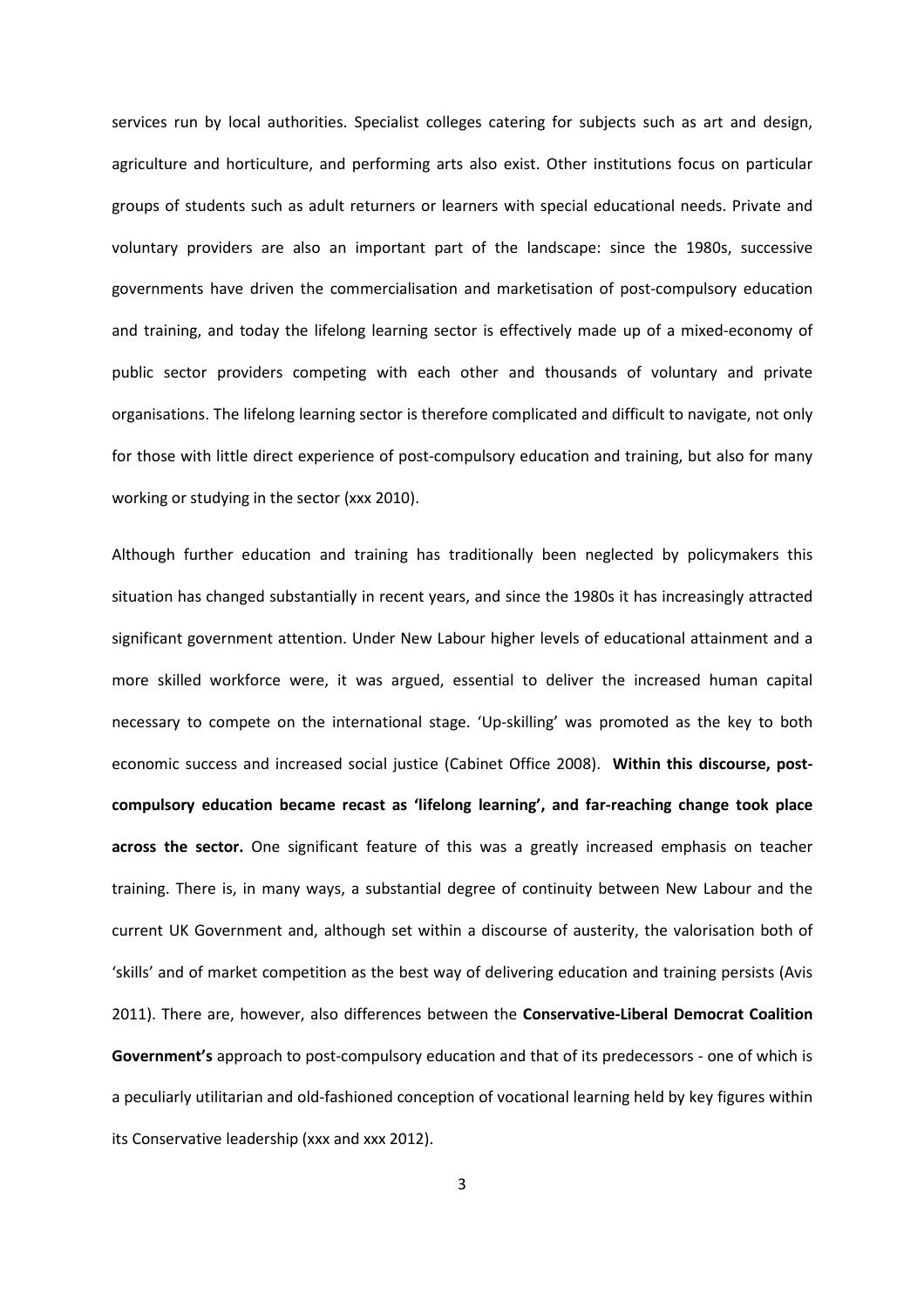services run by local authorities. Specialist colleges catering for subjects such as art and design, agriculture and horticulture, and performing arts also exist. Other institutions focus on particular groups of students such as adult returners or learners with special educational needs. Private and voluntary providers are also an important part of the landscape: since the 1980s, successive governments have driven the commercialisation and marketisation of post-compulsory education and training, and today the lifelong learning sector is effectively made up of a mixed-economy of public sector providers competing with each other and thousands of voluntary and private organisations. The lifelong learning sector is therefore complicated and difficult to navigate, not only for those with little direct experience of post-compulsory education and training, but also for many working or studying in the sector (xxx 2010).

Although further education and training has traditionally been neglected by policymakers this situation has changed substantially in recent years, and since the 1980s it has increasingly attracted significant government attention. Under New Labour higher levels of educational attainment and a more skilled workforce were, it was argued, essential to deliver the increased human capital necessary to compete on the international stage. 'Up-skilling' was promoted as the key to both economic success and increased social justice (Cabinet Office 2008). **Within this discourse, post-compulsory education became recast as 'lifelong learning', and far-reaching change took place across the sector.** One significant feature of this was a greatly increased emphasis on teacher training. There is, in many ways, a substantial degree of continuity between New Labour and the current UK Government and, although set within a discourse of austerity, the valorisation both of 'skills' and of market competition as the best way of delivering education and training persists (Avis 2011). There are, however, also differences between the **Conservative-Liberal Democrat Coalition Government's** approach to post-compulsory education and that of its predecessors - one of which is a peculiarly utilitarian and old-fashioned conception of vocational learning held by key figures within its Conservative leadership (xxx and xxx 2012).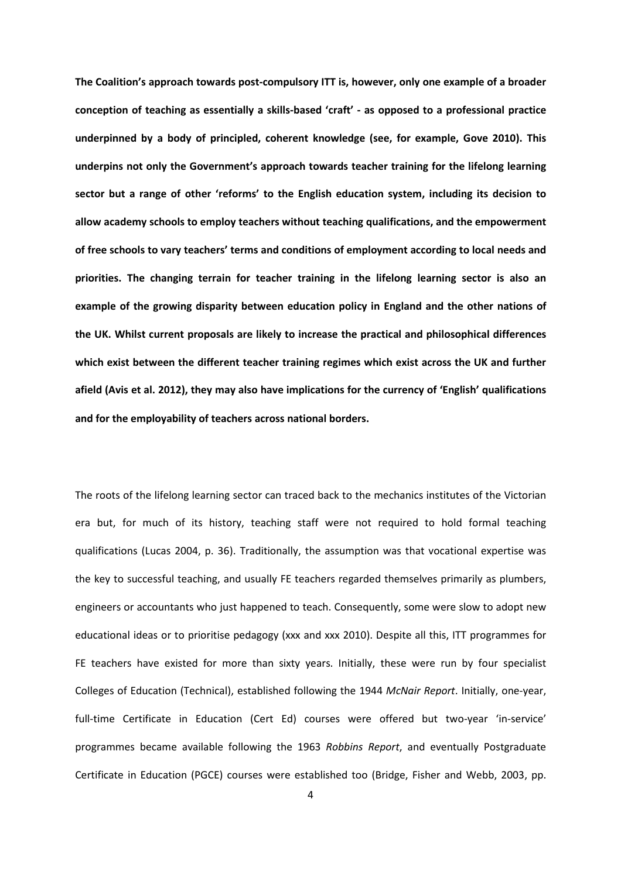**The Coalition's approach towards post-compulsory ITT is, however, only one example of a broader conception of teaching as essentially a skills-based 'craft' - as opposed to a professional practice underpinned by a body of principled, coherent knowledge (see, for example, Gove 2010). This underpins not only the Government's approach towards teacher training for the lifelong learning sector but a range of other 'reforms' to the English education system, including its decision to allow academy schools to employ teachers without teaching qualifications, and the empowerment of free schools to vary teachers' terms and conditions of employment according to local needs and priorities. The changing terrain for teacher training in the lifelong learning sector is also an example of the growing disparity between education policy in England and the other nations of the UK. Whilst current proposals are likely to increase the practical and philosophical differences which exist between the different teacher training regimes which exist across the UK and further afield (Avis et al. 2012), they may also have implications for the currency of 'English' qualifications and for the employability of teachers across national borders.**

The roots of the lifelong learning sector can traced back to the mechanics institutes of the Victorian era but, for much of its history, teaching staff were not required to hold formal teaching qualifications (Lucas 2004, p. 36). Traditionally, the assumption was that vocational expertise was the key to successful teaching, and usually FE teachers regarded themselves primarily as plumbers, engineers or accountants who just happened to teach. Consequently, some were slow to adopt new educational ideas or to prioritise pedagogy (xxx and xxx 2010). Despite all this, ITT programmes for FE teachers have existed for more than sixty years. Initially, these were run by four specialist Colleges of Education (Technical), established following the 1944 *McNair Report*. Initially, one-year, full-time Certificate in Education (Cert Ed) courses were offered but two-year 'in-service' programmes became available following the 1963 *Robbins Report*, and eventually Postgraduate Certificate in Education (PGCE) courses were established too (Bridge, Fisher and Webb, 2003, pp.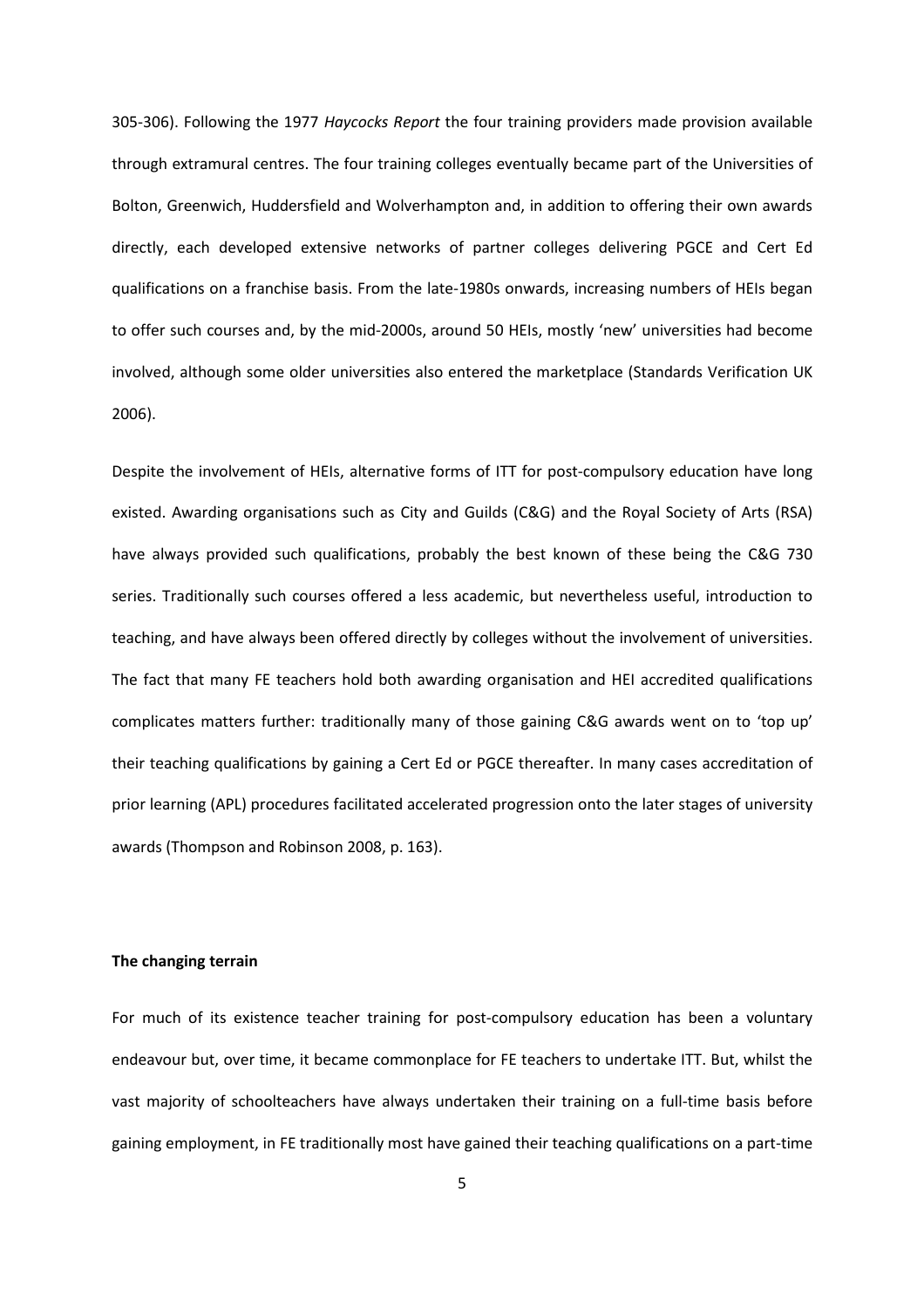305-306). Following the 1977 *Haycocks Report* the four training providers made provision available through extramural centres. The four training colleges eventually became part of the Universities of Bolton, Greenwich, Huddersfield and Wolverhampton and, in addition to offering their own awards directly, each developed extensive networks of partner colleges delivering PGCE and Cert Ed qualifications on a franchise basis. From the late-1980s onwards, increasing numbers of HEIs began to offer such courses and, by the mid-2000s, around 50 HEIs, mostly 'new' universities had become involved, although some older universities also entered the marketplace (Standards Verification UK 2006).

Despite the involvement of HEIs, alternative forms of ITT for post-compulsory education have long existed. Awarding organisations such as City and Guilds (C&G) and the Royal Society of Arts (RSA) have always provided such qualifications, probably the best known of these being the C&G 730 series. Traditionally such courses offered a less academic, but nevertheless useful, introduction to teaching, and have always been offered directly by colleges without the involvement of universities. The fact that many FE teachers hold both awarding organisation and HEI accredited qualifications complicates matters further: traditionally many of those gaining C&G awards went on to 'top up' their teaching qualifications by gaining a Cert Ed or PGCE thereafter. In many cases accreditation of prior learning (APL) procedures facilitated accelerated progression onto the later stages of university awards (Thompson and Robinson 2008, p. 163).

**The changing terrain**

For much of its existence teacher training for post-compulsory education has been a voluntary endeavour but, over time, it became commonplace for FE teachers to undertake ITT. But, whilst the vast majority of schoolteachers have always undertaken their training on a full-time basis before gaining employment, in FE traditionally most have gained their teaching qualifications on a part-time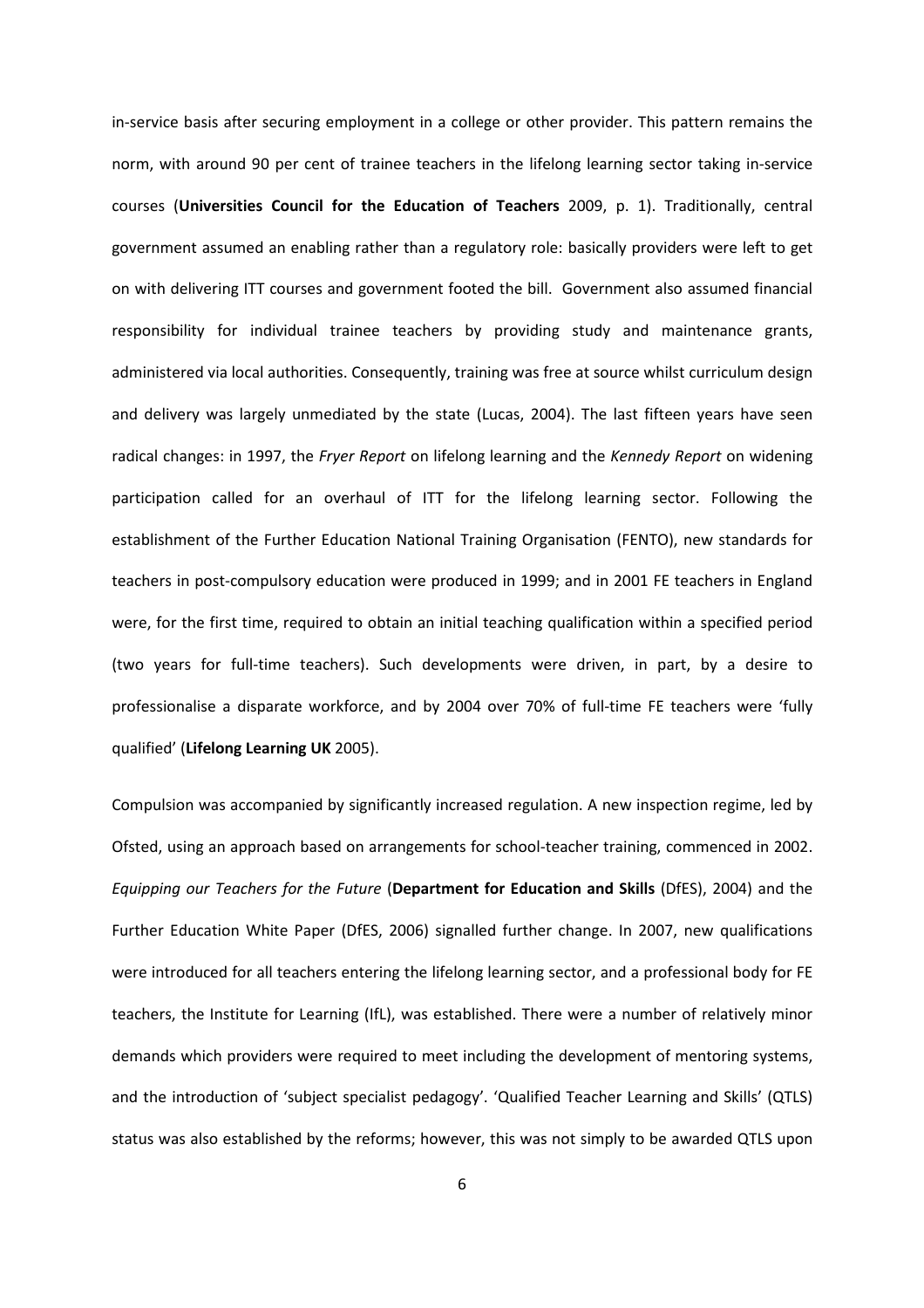in-service basis after securing employment in a college or other provider. This pattern remains the norm, with around 90 per cent of trainee teachers in the lifelong learning sector taking in-service courses (**Universities Council for the Education of Teachers** 2009, p. 1). Traditionally, central government assumed an enabling rather than a regulatory role: basically providers were left to get on with delivering ITT courses and government footed the bill. Government also assumed financial responsibility for individual trainee teachers by providing study and maintenance grants, administered via local authorities. Consequently, training was free at source whilst curriculum design and delivery was largely unmediated by the state (Lucas, 2004). The last fifteen years have seen radical changes: in 1997, the *Fryer Report* on lifelong learning and the *Kennedy Report* on widening participation called for an overhaul of ITT for the lifelong learning sector. Following the establishment of the Further Education National Training Organisation (FENTO), new standards for teachers in post-compulsory education were produced in 1999; and in 2001 FE teachers in England were, for the first time, required to obtain an initial teaching qualification within a specified period (two years for full-time teachers). Such developments were driven, in part, by a desire to professionalise a disparate workforce, and by 2004 over 70% of full-time FE teachers were 'fully qualified' (**Lifelong Learning UK** 2005).

Compulsion was accompanied by significantly increased regulation. A new inspection regime, led by Ofsted, using an approach based on arrangements for school-teacher training, commenced in 2002. *Equipping our Teachers for the Future* (**Department for Education and Skills** (DfES), 2004) and the Further Education White Paper (DfES, 2006) signalled further change. In 2007, new qualifications were introduced for all teachers entering the lifelong learning sector, and a professional body for FE teachers, the Institute for Learning (IfL), was established. There were a number of relatively minor demands which providers were required to meet including the development of mentoring systems, and the introduction of 'subject specialist pedagogy'. 'Qualified Teacher Learning and Skills' (QTLS) status was also established by the reforms; however, this was not simply to be awarded QTLS upon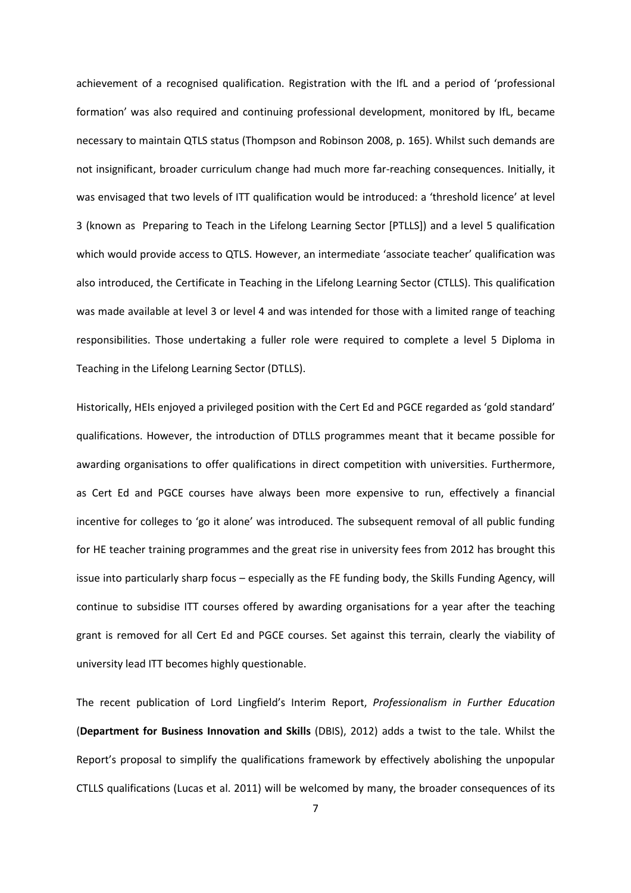achievement of a recognised qualification. Registration with the IfL and a period of 'professional formation' was also required and continuing professional development, monitored by IfL, became necessary to maintain QTLS status (Thompson and Robinson 2008, p. 165). Whilst such demands are not insignificant, broader curriculum change had much more far-reaching consequences. Initially, it was envisaged that two levels of ITT qualification would be introduced: a 'threshold licence' at level 3 (known as Preparing to Teach in the Lifelong Learning Sector [PTLLS]) and a level 5 qualification which would provide access to QTLS. However, an intermediate 'associate teacher' qualification was also introduced, the Certificate in Teaching in the Lifelong Learning Sector (CTLLS). This qualification was made available at level 3 or level 4 and was intended for those with a limited range of teaching responsibilities. Those undertaking a fuller role were required to complete a level 5 Diploma in Teaching in the Lifelong Learning Sector (DTLLS).

Historically, HEIs enjoyed a privileged position with the Cert Ed and PGCE regarded as 'gold standard' qualifications. However, the introduction of DTLLS programmes meant that it became possible for awarding organisations to offer qualifications in direct competition with universities. Furthermore, as Cert Ed and PGCE courses have always been more expensive to run, effectively a financial incentive for colleges to 'go it alone' was introduced. The subsequent removal of all public funding for HE teacher training programmes and the great rise in university fees from 2012 has brought this issue into particularly sharp focus – especially as the FE funding body, the Skills Funding Agency, will continue to subsidise ITT courses offered by awarding organisations for a year after the teaching grant is removed for all Cert Ed and PGCE courses. Set against this terrain, clearly the viability of university lead ITT becomes highly questionable.

The recent publication of Lord Lingfield's Interim Report, *Professionalism in Further Education* (**Department for Business Innovation and Skills** (DBIS), 2012) adds a twist to the tale. Whilst the Report's proposal to simplify the qualifications framework by effectively abolishing the unpopular CTLLS qualifications (Lucas et al. 2011) will be welcomed by many, the broader consequences of its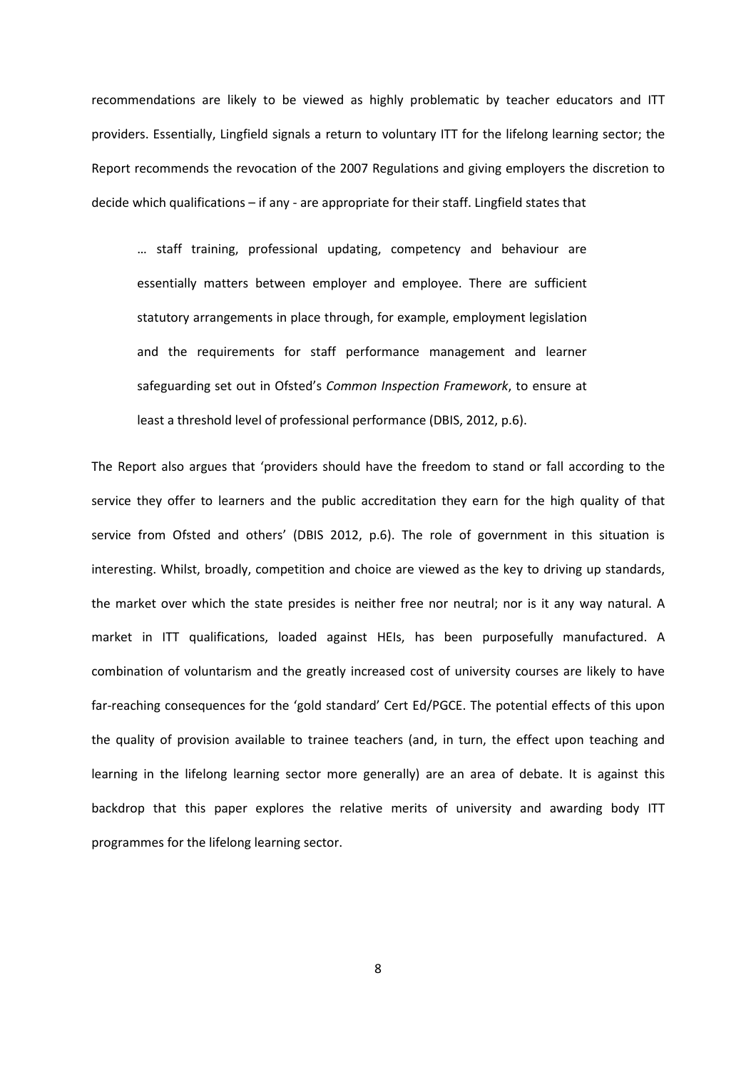recommendations are likely to be viewed as highly problematic by teacher educators and ITT providers. Essentially, Lingfield signals a return to voluntary ITT for the lifelong learning sector; the Report recommends the revocation of the 2007 Regulations and giving employers the discretion to decide which qualifications – if any - are appropriate for their staff. Lingfield states that

> … staff training, professional updating, competency and behaviour are essentially matters between employer and employee. There are sufficient statutory arrangements in place through, for example, employment legislation and the requirements for staff performance management and learner safeguarding set out in Ofsted's *Common Inspection Framework*, to ensure at least a threshold level of professional performance (DBIS, 2012, p.6).

The Report also argues that 'providers should have the freedom to stand or fall according to the service they offer to learners and the public accreditation they earn for the high quality of that service from Ofsted and others' (DBIS 2012, p.6). The role of government in this situation is interesting. Whilst, broadly, competition and choice are viewed as the key to driving up standards, the market over which the state presides is neither free nor neutral; nor is it any way natural. A market in ITT qualifications, loaded against HEIs, has been purposefully manufactured. A combination of voluntarism and the greatly increased cost of university courses are likely to have far-reaching consequences for the 'gold standard' Cert Ed/PGCE. The potential effects of this upon the quality of provision available to trainee teachers (and, in turn, the effect upon teaching and learning in the lifelong learning sector more generally) are an area of debate. It is against this backdrop that this paper explores the relative merits of university and awarding body ITT programmes for the lifelong learning sector.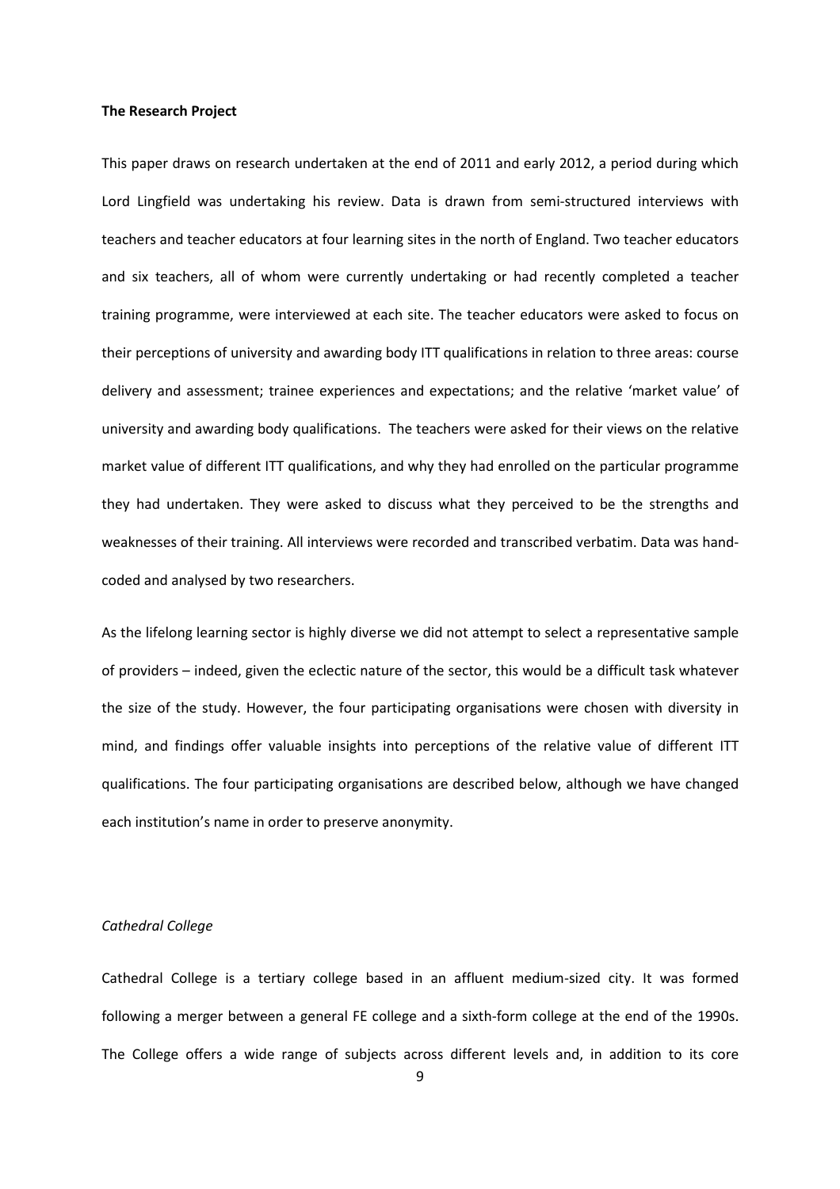**The Research Project**

This paper draws on research undertaken at the end of 2011 and early 2012, a period during which Lord Lingfield was undertaking his review. Data is drawn from semi-structured interviews with teachers and teacher educators at four learning sites in the north of England. Two teacher educators and six teachers, all of whom were currently undertaking or had recently completed a teacher training programme, were interviewed at each site. The teacher educators were asked to focus on their perceptions of university and awarding body ITT qualifications in relation to three areas: course delivery and assessment; trainee experiences and expectations; and the relative 'market value' of university and awarding body qualifications. The teachers were asked for their views on the relative market value of different ITT qualifications, and why they had enrolled on the particular programme they had undertaken. They were asked to discuss what they perceived to be the strengths and weaknesses of their training. All interviews were recorded and transcribed verbatim. Data was hand-coded and analysed by two researchers.

As the lifelong learning sector is highly diverse we did not attempt to select a representative sample of providers – indeed, given the eclectic nature of the sector, this would be a difficult task whatever the size of the study. However, the four participating organisations were chosen with diversity in mind, and findings offer valuable insights into perceptions of the relative value of different ITT qualifications. The four participating organisations are described below, although we have changed each institution's name in order to preserve anonymity.

*Cathedral College*

Cathedral College is a tertiary college based in an affluent medium-sized city. It was formed following a merger between a general FE college and a sixth-form college at the end of the 1990s. The College offers a wide range of subjects across different levels and, in addition to its core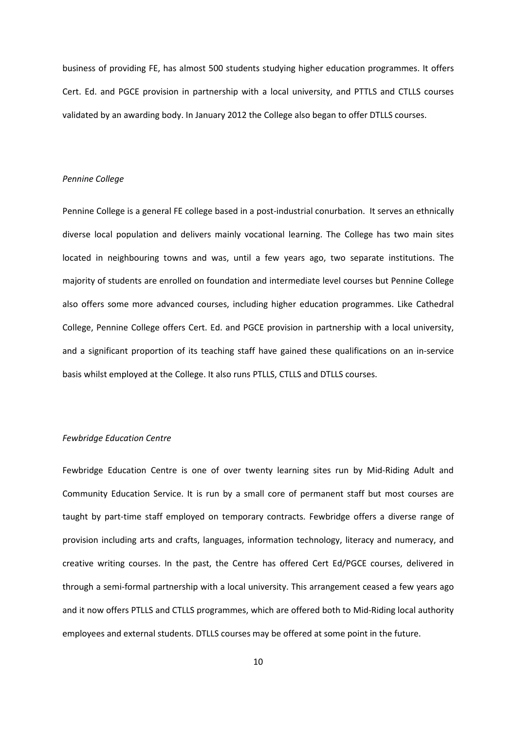business of providing FE, has almost 500 students studying higher education programmes. It offers Cert. Ed. and PGCE provision in partnership with a local university, and PTTLS and CTLLS courses validated by an awarding body. In January 2012 the College also began to offer DTLLS courses.

*Pennine College*

Pennine College is a general FE college based in a post-industrial conurbation. It serves an ethnically diverse local population and delivers mainly vocational learning. The College has two main sites located in neighbouring towns and was, until a few years ago, two separate institutions. The majority of students are enrolled on foundation and intermediate level courses but Pennine College also offers some more advanced courses, including higher education programmes. Like Cathedral College, Pennine College offers Cert. Ed. and PGCE provision in partnership with a local university, and a significant proportion of its teaching staff have gained these qualifications on an in-service basis whilst employed at the College. It also runs PTLLS, CTLLS and DTLLS courses.

*Fewbridge Education Centre*

Fewbridge Education Centre is one of over twenty learning sites run by Mid-Riding Adult and Community Education Service. It is run by a small core of permanent staff but most courses are taught by part-time staff employed on temporary contracts. Fewbridge offers a diverse range of provision including arts and crafts, languages, information technology, literacy and numeracy, and creative writing courses. In the past, the Centre has offered Cert Ed/PGCE courses, delivered in through a semi-formal partnership with a local university. This arrangement ceased a few years ago and it now offers PTLLS and CTLLS programmes, which are offered both to Mid-Riding local authority employees and external students. DTLLS courses may be offered at some point in the future.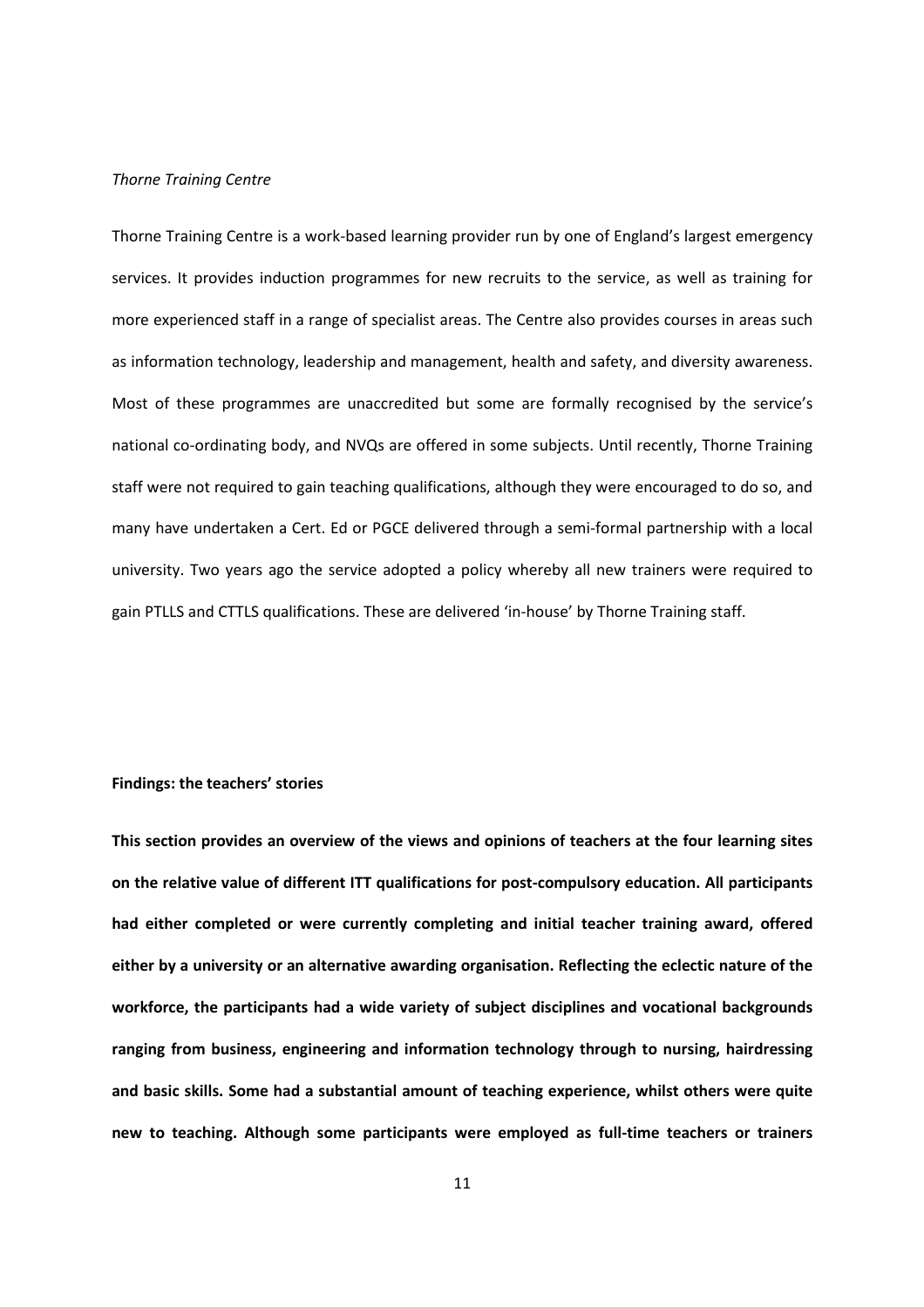*Thorne Training Centre*

Thorne Training Centre is a work-based learning provider run by one of England's largest emergency services. It provides induction programmes for new recruits to the service, as well as training for more experienced staff in a range of specialist areas. The Centre also provides courses in areas such as information technology, leadership and management, health and safety, and diversity awareness. Most of these programmes are unaccredited but some are formally recognised by the service's national co-ordinating body, and NVQs are offered in some subjects. Until recently, Thorne Training staff were not required to gain teaching qualifications, although they were encouraged to do so, and many have undertaken a Cert. Ed or PGCE delivered through a semi-formal partnership with a local university. Two years ago the service adopted a policy whereby all new trainers were required to gain PTLLS and CTTLS qualifications. These are delivered 'in-house' by Thorne Training staff.

**Findings: the teachers' stories**

**This section provides an overview of the views and opinions of teachers at the four learning sites on the relative value of different ITT qualifications for post-compulsory education. All participants had either completed or were currently completing and initial teacher training award, offered either by a university or an alternative awarding organisation. Reflecting the eclectic nature of the workforce, the participants had a wide variety of subject disciplines and vocational backgrounds ranging from business, engineering and information technology through to nursing, hairdressing and basic skills. Some had a substantial amount of teaching experience, whilst others were quite new to teaching. Although some participants were employed as full-time teachers or trainers**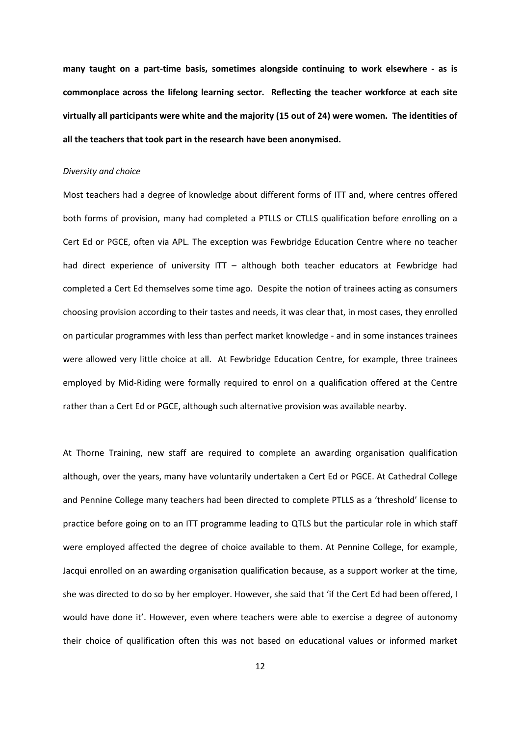**many taught on a part-time basis, sometimes alongside continuing to work elsewhere - as is commonplace across the lifelong learning sector. Reflecting the teacher workforce at each site virtually all participants were white and the majority (15 out of 24) were women. The identities of all the teachers that took part in the research have been anonymised.**

*Diversity and choice*

Most teachers had a degree of knowledge about different forms of ITT and, where centres offered both forms of provision, many had completed a PTLLS or CTLLS qualification before enrolling on a Cert Ed or PGCE, often via APL. The exception was Fewbridge Education Centre where no teacher had direct experience of university ITT – although both teacher educators at Fewbridge had completed a Cert Ed themselves some time ago. Despite the notion of trainees acting as consumers choosing provision according to their tastes and needs, it was clear that, in most cases, they enrolled on particular programmes with less than perfect market knowledge - and in some instances trainees were allowed very little choice at all. At Fewbridge Education Centre, for example, three trainees employed by Mid-Riding were formally required to enrol on a qualification offered at the Centre rather than a Cert Ed or PGCE, although such alternative provision was available nearby.

At Thorne Training, new staff are required to complete an awarding organisation qualification although, over the years, many have voluntarily undertaken a Cert Ed or PGCE. At Cathedral College and Pennine College many teachers had been directed to complete PTLLS as a 'threshold' license to practice before going on to an ITT programme leading to QTLS but the particular role in which staff were employed affected the degree of choice available to them. At Pennine College, for example, Jacqui enrolled on an awarding organisation qualification because, as a support worker at the time, she was directed to do so by her employer. However, she said that 'if the Cert Ed had been offered, I would have done it'. However, even where teachers were able to exercise a degree of autonomy their choice of qualification often this was not based on educational values or informed market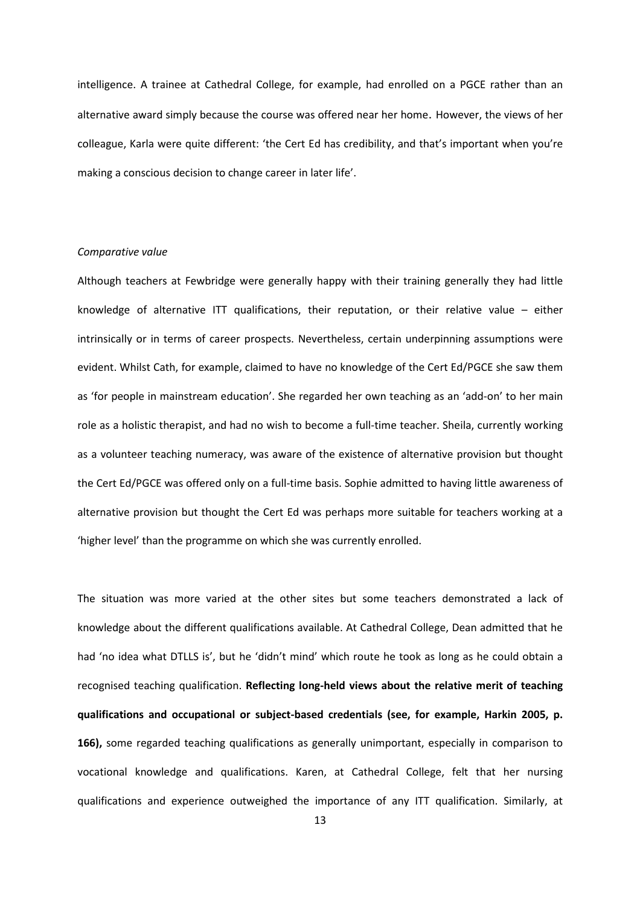intelligence. A trainee at Cathedral College, for example, had enrolled on a PGCE rather than an alternative award simply because the course was offered near her home. However, the views of her colleague, Karla were quite different: 'the Cert Ed has credibility, and that's important when you're making a conscious decision to change career in later life'.

*Comparative value*

Although teachers at Fewbridge were generally happy with their training generally they had little knowledge of alternative ITT qualifications, their reputation, or their relative value – either intrinsically or in terms of career prospects. Nevertheless, certain underpinning assumptions were evident. Whilst Cath, for example, claimed to have no knowledge of the Cert Ed/PGCE she saw them as 'for people in mainstream education'. She regarded her own teaching as an 'add-on' to her main role as a holistic therapist, and had no wish to become a full-time teacher. Sheila, currently working as a volunteer teaching numeracy, was aware of the existence of alternative provision but thought the Cert Ed/PGCE was offered only on a full-time basis. Sophie admitted to having little awareness of alternative provision but thought the Cert Ed was perhaps more suitable for teachers working at a 'higher level' than the programme on which she was currently enrolled.

The situation was more varied at the other sites but some teachers demonstrated a lack of knowledge about the different qualifications available. At Cathedral College, Dean admitted that he had 'no idea what DTLLS is', but he 'didn't mind' which route he took as long as he could obtain a recognised teaching qualification. **Reflecting long-held views about the relative merit of teaching qualifications and occupational or subject-based credentials (see, for example, Harkin 2005, p. 166),** some regarded teaching qualifications as generally unimportant, especially in comparison to vocational knowledge and qualifications. Karen, at Cathedral College, felt that her nursing qualifications and experience outweighed the importance of any ITT qualification. Similarly, at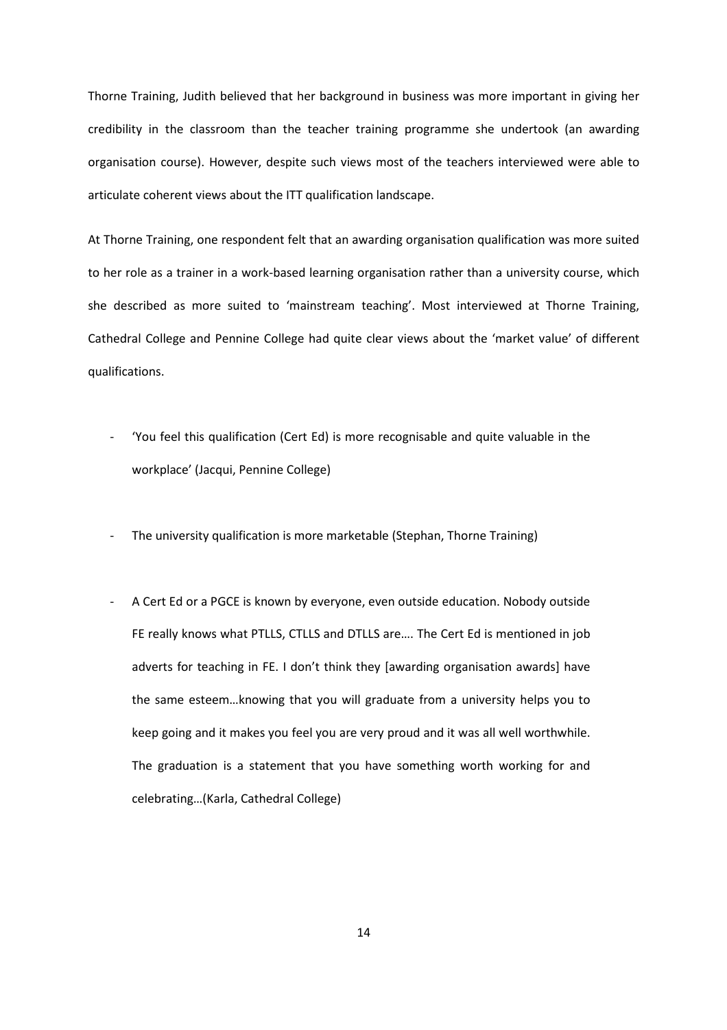Thorne Training, Judith believed that her background in business was more important in giving her credibility in the classroom than the teacher training programme she undertook (an awarding organisation course). However, despite such views most of the teachers interviewed were able to articulate coherent views about the ITT qualification landscape.

At Thorne Training, one respondent felt that an awarding organisation qualification was more suited to her role as a trainer in a work-based learning organisation rather than a university course, which she described as more suited to 'mainstream teaching'. Most interviewed at Thorne Training, Cathedral College and Pennine College had quite clear views about the 'market value' of different qualifications.

- 'You feel this qualification (Cert Ed) is more recognisable and quite valuable in the workplace' (Jacqui, Pennine College)

- The university qualification is more marketable (Stephan, Thorne Training)

- A Cert Ed or a PGCE is known by everyone, even outside education. Nobody outside FE really knows what PTLLS, CTLLS and DTLLS are…. The Cert Ed is mentioned in job adverts for teaching in FE. I don't think they [awarding organisation awards] have the same esteem…knowing that you will graduate from a university helps you to keep going and it makes you feel you are very proud and it was all well worthwhile. The graduation is a statement that you have something worth working for and celebrating…(Karla, Cathedral College)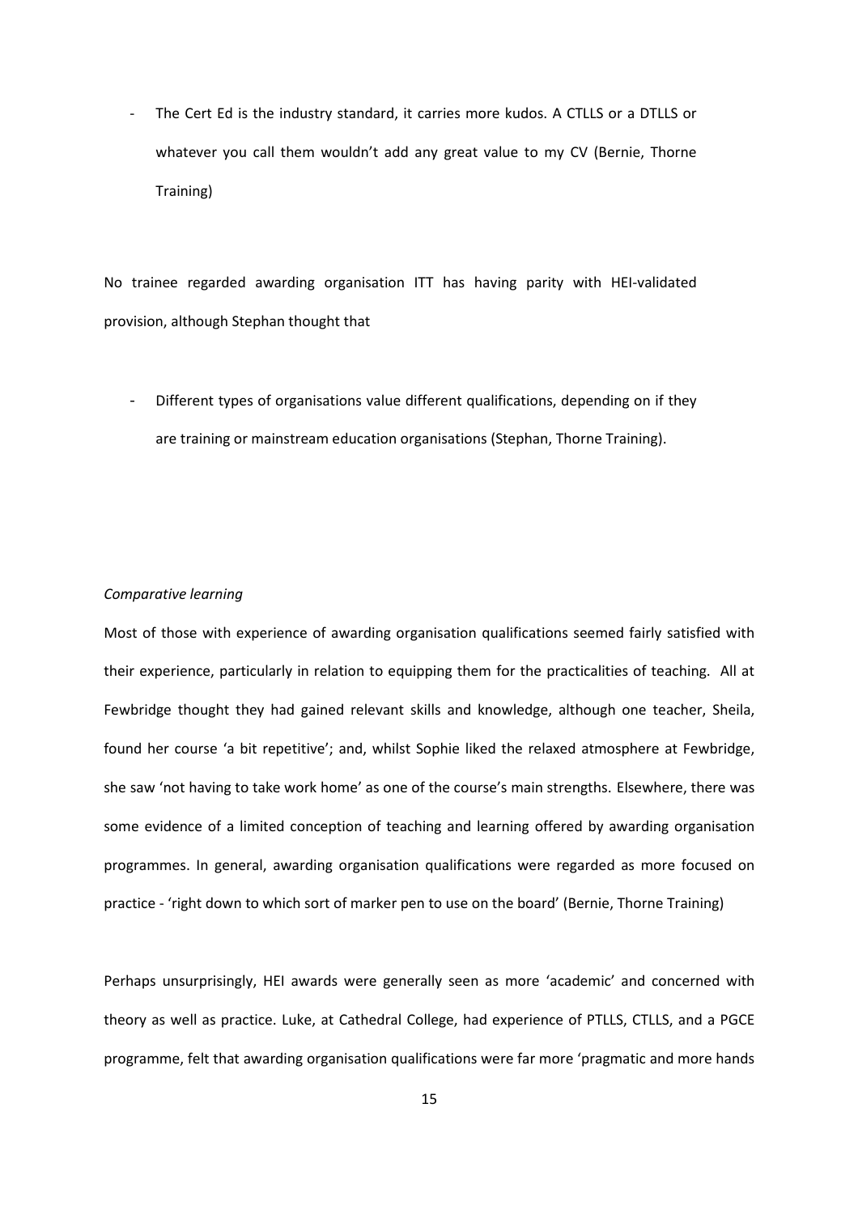- The Cert Ed is the industry standard, it carries more kudos. A CTLLS or a DTLLS or whatever you call them wouldn't add any great value to my CV (Bernie, Thorne Training)

No trainee regarded awarding organisation ITT has having parity with HEI-validated provision, although Stephan thought that

- Different types of organisations value different qualifications, depending on if they are training or mainstream education organisations (Stephan, Thorne Training).

*Comparative learning*

Most of those with experience of awarding organisation qualifications seemed fairly satisfied with their experience, particularly in relation to equipping them for the practicalities of teaching. All at Fewbridge thought they had gained relevant skills and knowledge, although one teacher, Sheila, found her course 'a bit repetitive'; and, whilst Sophie liked the relaxed atmosphere at Fewbridge, she saw 'not having to take work home' as one of the course's main strengths. Elsewhere, there was some evidence of a limited conception of teaching and learning offered by awarding organisation programmes. In general, awarding organisation qualifications were regarded as more focused on practice - 'right down to which sort of marker pen to use on the board' (Bernie, Thorne Training)

Perhaps unsurprisingly, HEI awards were generally seen as more 'academic' and concerned with theory as well as practice. Luke, at Cathedral College, had experience of PTLLS, CTLLS, and a PGCE programme, felt that awarding organisation qualifications were far more 'pragmatic and more hands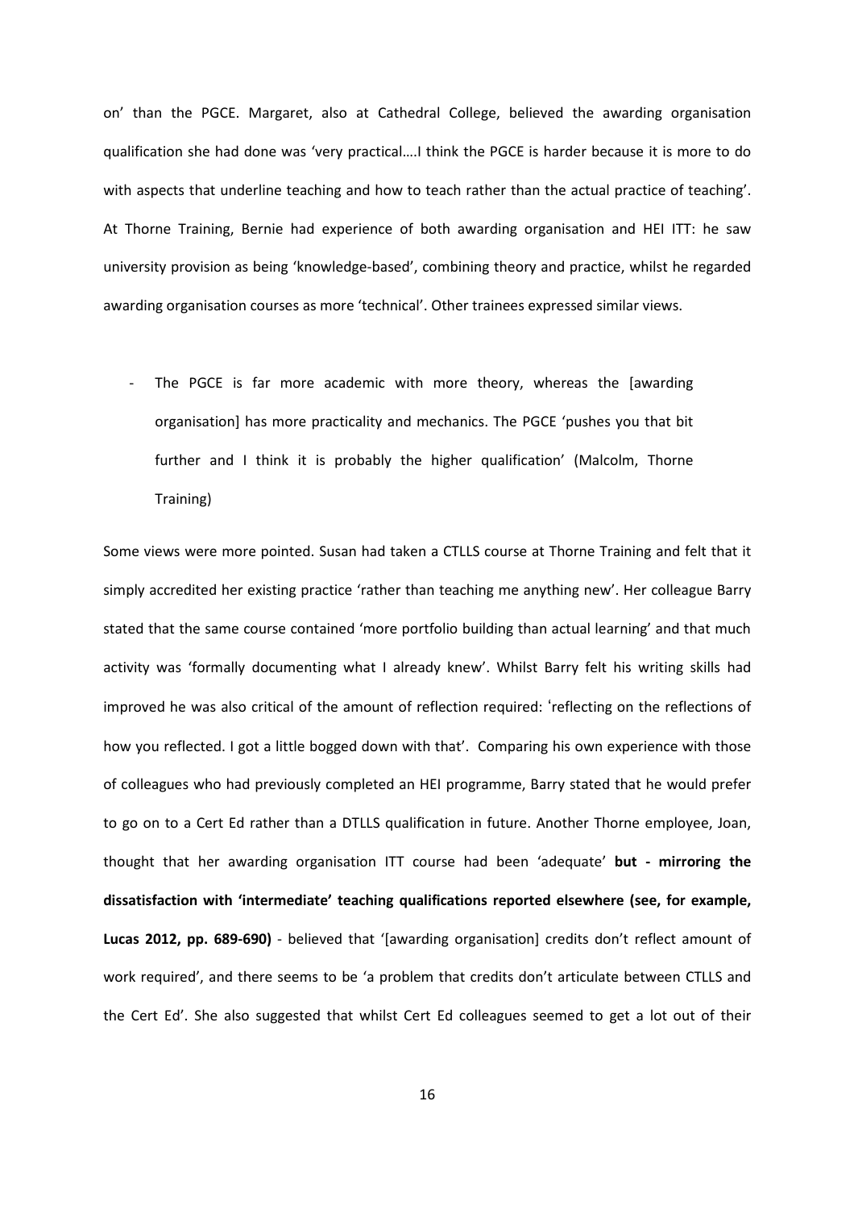on' than the PGCE. Margaret, also at Cathedral College, believed the awarding organisation qualification she had done was 'very practical….I think the PGCE is harder because it is more to do with aspects that underline teaching and how to teach rather than the actual practice of teaching'. At Thorne Training, Bernie had experience of both awarding organisation and HEI ITT: he saw university provision as being 'knowledge-based', combining theory and practice, whilst he regarded awarding organisation courses as more 'technical'. Other trainees expressed similar views.

- The PGCE is far more academic with more theory, whereas the [awarding organisation] has more practicality and mechanics. The PGCE 'pushes you that bit further and I think it is probably the higher qualification' (Malcolm, Thorne Training)

Some views were more pointed. Susan had taken a CTLLS course at Thorne Training and felt that it simply accredited her existing practice 'rather than teaching me anything new'. Her colleague Barry stated that the same course contained 'more portfolio building than actual learning' and that much activity was 'formally documenting what I already knew'. Whilst Barry felt his writing skills had improved he was also critical of the amount of reflection required: 'reflecting on the reflections of how you reflected. I got a little bogged down with that'. Comparing his own experience with those of colleagues who had previously completed an HEI programme, Barry stated that he would prefer to go on to a Cert Ed rather than a DTLLS qualification in future. Another Thorne employee, Joan, thought that her awarding organisation ITT course had been 'adequate' **but - mirroring the dissatisfaction with 'intermediate' teaching qualifications reported elsewhere (see, for example, Lucas 2012, pp. 689-690)** - believed that '[awarding organisation] credits don't reflect amount of work required', and there seems to be 'a problem that credits don't articulate between CTLLS and the Cert Ed'. She also suggested that whilst Cert Ed colleagues seemed to get a lot out of their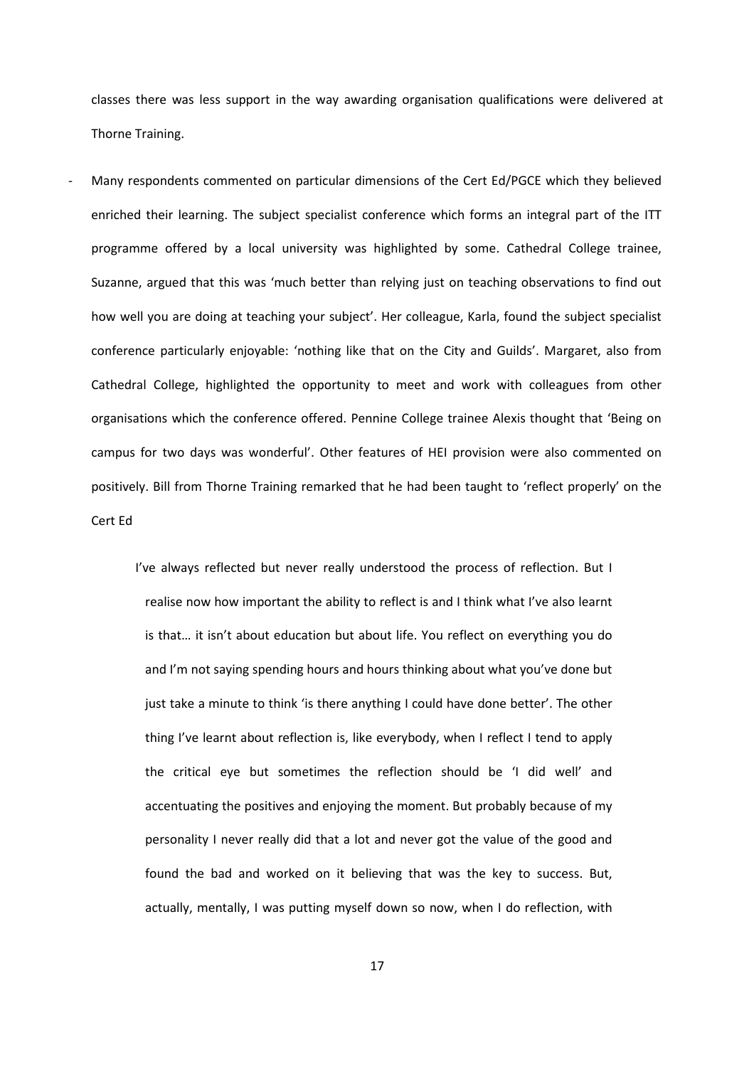classes there was less support in the way awarding organisation qualifications were delivered at Thorne Training.

- Many respondents commented on particular dimensions of the Cert Ed/PGCE which they believed enriched their learning. The subject specialist conference which forms an integral part of the ITT programme offered by a local university was highlighted by some. Cathedral College trainee, Suzanne, argued that this was 'much better than relying just on teaching observations to find out how well you are doing at teaching your subject'. Her colleague, Karla, found the subject specialist conference particularly enjoyable: 'nothing like that on the City and Guilds'. Margaret, also from Cathedral College, highlighted the opportunity to meet and work with colleagues from other organisations which the conference offered. Pennine College trainee Alexis thought that 'Being on campus for two days was wonderful'. Other features of HEI provision were also commented on positively. Bill from Thorne Training remarked that he had been taught to 'reflect properly' on the Cert Ed

> I've always reflected but never really understood the process of reflection. But I realise now how important the ability to reflect is and I think what I've also learnt is that… it isn't about education but about life. You reflect on everything you do and I'm not saying spending hours and hours thinking about what you've done but just take a minute to think 'is there anything I could have done better'. The other thing I've learnt about reflection is, like everybody, when I reflect I tend to apply the critical eye but sometimes the reflection should be 'I did well' and accentuating the positives and enjoying the moment. But probably because of my personality I never really did that a lot and never got the value of the good and found the bad and worked on it believing that was the key to success. But, actually, mentally, I was putting myself down so now, when I do reflection, with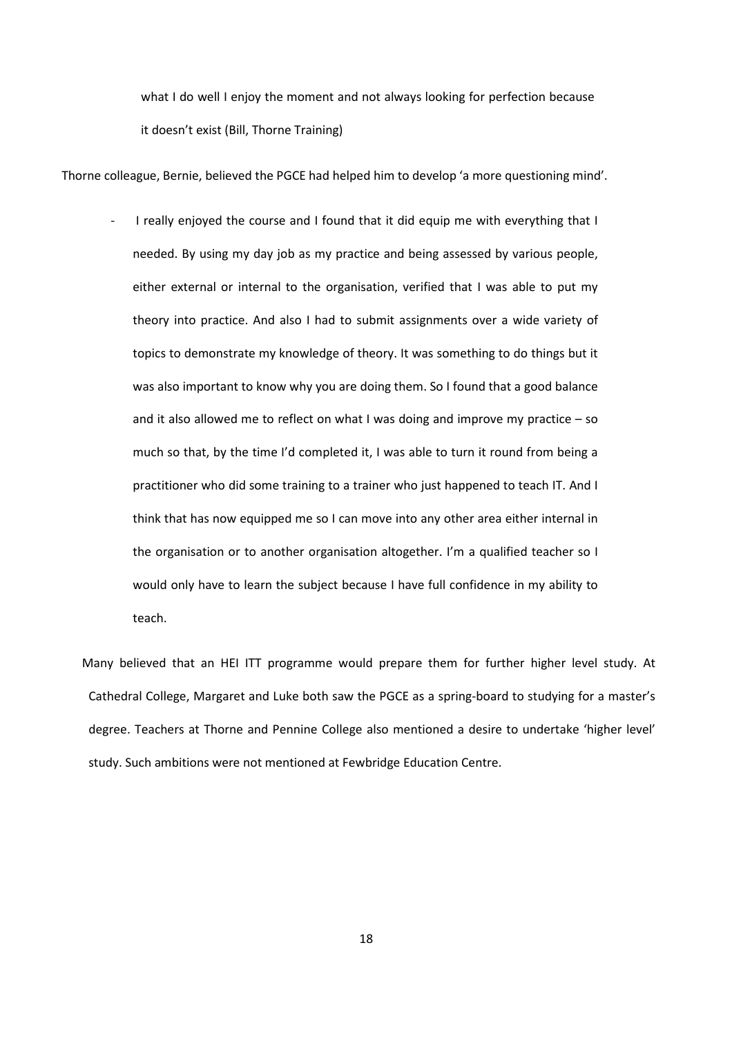> what I do well I enjoy the moment and not always looking for perfection because it doesn't exist (Bill, Thorne Training)

Thorne colleague, Bernie, believed the PGCE had helped him to develop 'a more questioning mind'.

> - I really enjoyed the course and I found that it did equip me with everything that I needed. By using my day job as my practice and being assessed by various people, either external or internal to the organisation, verified that I was able to put my theory into practice. And also I had to submit assignments over a wide variety of topics to demonstrate my knowledge of theory. It was something to do things but it was also important to know why you are doing them. So I found that a good balance and it also allowed me to reflect on what I was doing and improve my practice – so much so that, by the time I'd completed it, I was able to turn it round from being a practitioner who did some training to a trainer who just happened to teach IT. And I think that has now equipped me so I can move into any other area either internal in the organisation or to another organisation altogether. I'm a qualified teacher so I would only have to learn the subject because I have full confidence in my ability to teach.

Many believed that an HEI ITT programme would prepare them for further higher level study. At Cathedral College, Margaret and Luke both saw the PGCE as a spring-board to studying for a master's degree. Teachers at Thorne and Pennine College also mentioned a desire to undertake 'higher level' study. Such ambitions were not mentioned at Fewbridge Education Centre.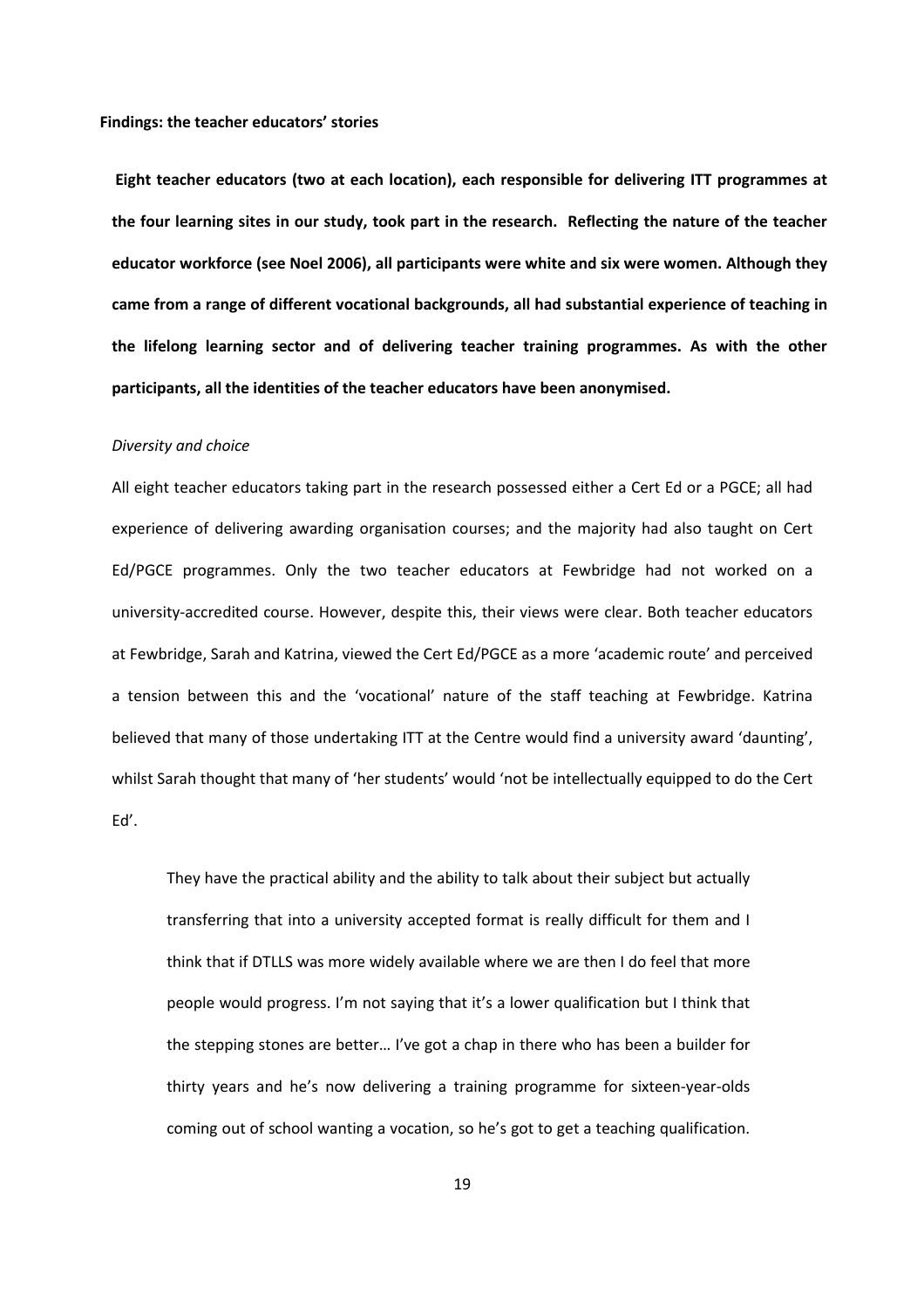**Findings: the teacher educators' stories**

**Eight teacher educators (two at each location), each responsible for delivering ITT programmes at the four learning sites in our study, took part in the research. Reflecting the nature of the teacher educator workforce (see Noel 2006), all participants were white and six were women. Although they came from a range of different vocational backgrounds, all had substantial experience of teaching in the lifelong learning sector and of delivering teacher training programmes. As with the other participants, all the identities of the teacher educators have been anonymised.**

*Diversity and choice*

All eight teacher educators taking part in the research possessed either a Cert Ed or a PGCE; all had experience of delivering awarding organisation courses; and the majority had also taught on Cert Ed/PGCE programmes. Only the two teacher educators at Fewbridge had not worked on a university-accredited course. However, despite this, their views were clear. Both teacher educators at Fewbridge, Sarah and Katrina, viewed the Cert Ed/PGCE as a more 'academic route' and perceived a tension between this and the 'vocational' nature of the staff teaching at Fewbridge. Katrina believed that many of those undertaking ITT at the Centre would find a university award 'daunting', whilst Sarah thought that many of 'her students' would 'not be intellectually equipped to do the Cert Ed'.

> They have the practical ability and the ability to talk about their subject but actually transferring that into a university accepted format is really difficult for them and I think that if DTLLS was more widely available where we are then I do feel that more people would progress. I'm not saying that it's a lower qualification but I think that the stepping stones are better… I've got a chap in there who has been a builder for thirty years and he's now delivering a training programme for sixteen-year-olds coming out of school wanting a vocation, so he's got to get a teaching qualification.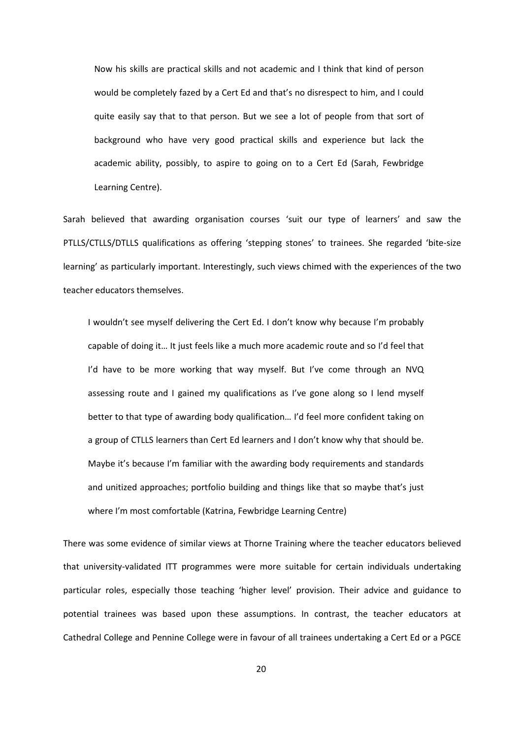> Now his skills are practical skills and not academic and I think that kind of person would be completely fazed by a Cert Ed and that's no disrespect to him, and I could quite easily say that to that person. But we see a lot of people from that sort of background who have very good practical skills and experience but lack the academic ability, possibly, to aspire to going on to a Cert Ed (Sarah, Fewbridge Learning Centre).

Sarah believed that awarding organisation courses 'suit our type of learners' and saw the PTLLS/CTLLS/DTLLS qualifications as offering 'stepping stones' to trainees. She regarded 'bite-size learning' as particularly important. Interestingly, such views chimed with the experiences of the two teacher educators themselves.

> I wouldn't see myself delivering the Cert Ed. I don't know why because I'm probably capable of doing it… It just feels like a much more academic route and so I'd feel that I'd have to be more working that way myself. But I've come through an NVQ assessing route and I gained my qualifications as I've gone along so I lend myself better to that type of awarding body qualification… I'd feel more confident taking on a group of CTLLS learners than Cert Ed learners and I don't know why that should be. Maybe it's because I'm familiar with the awarding body requirements and standards and unitized approaches; portfolio building and things like that so maybe that's just where I'm most comfortable (Katrina, Fewbridge Learning Centre)

There was some evidence of similar views at Thorne Training where the teacher educators believed that university-validated ITT programmes were more suitable for certain individuals undertaking particular roles, especially those teaching 'higher level' provision. Their advice and guidance to potential trainees was based upon these assumptions. In contrast, the teacher educators at Cathedral College and Pennine College were in favour of all trainees undertaking a Cert Ed or a PGCE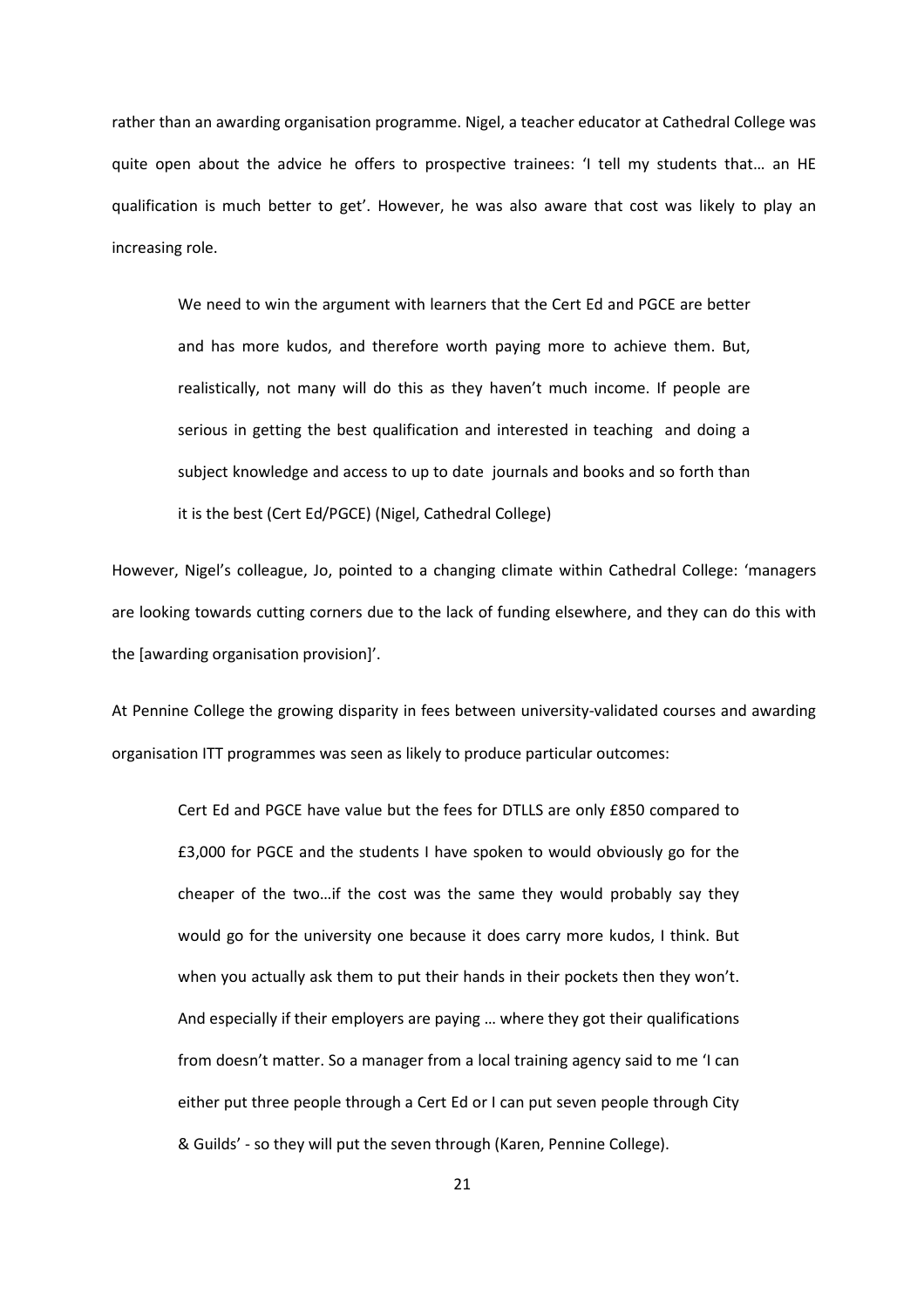rather than an awarding organisation programme. Nigel, a teacher educator at Cathedral College was quite open about the advice he offers to prospective trainees: 'I tell my students that… an HE qualification is much better to get'. However, he was also aware that cost was likely to play an increasing role.

> We need to win the argument with learners that the Cert Ed and PGCE are better and has more kudos, and therefore worth paying more to achieve them. But, realistically, not many will do this as they haven't much income. If people are serious in getting the best qualification and interested in teaching and doing a subject knowledge and access to up to date journals and books and so forth than it is the best (Cert Ed/PGCE) (Nigel, Cathedral College)

However, Nigel's colleague, Jo, pointed to a changing climate within Cathedral College: 'managers are looking towards cutting corners due to the lack of funding elsewhere, and they can do this with the [awarding organisation provision]'.

At Pennine College the growing disparity in fees between university-validated courses and awarding organisation ITT programmes was seen as likely to produce particular outcomes:

> Cert Ed and PGCE have value but the fees for DTLLS are only £850 compared to £3,000 for PGCE and the students I have spoken to would obviously go for the cheaper of the two…if the cost was the same they would probably say they would go for the university one because it does carry more kudos, I think. But when you actually ask them to put their hands in their pockets then they won't. And especially if their employers are paying … where they got their qualifications from doesn't matter. So a manager from a local training agency said to me 'I can either put three people through a Cert Ed or I can put seven people through City & Guilds' - so they will put the seven through (Karen, Pennine College).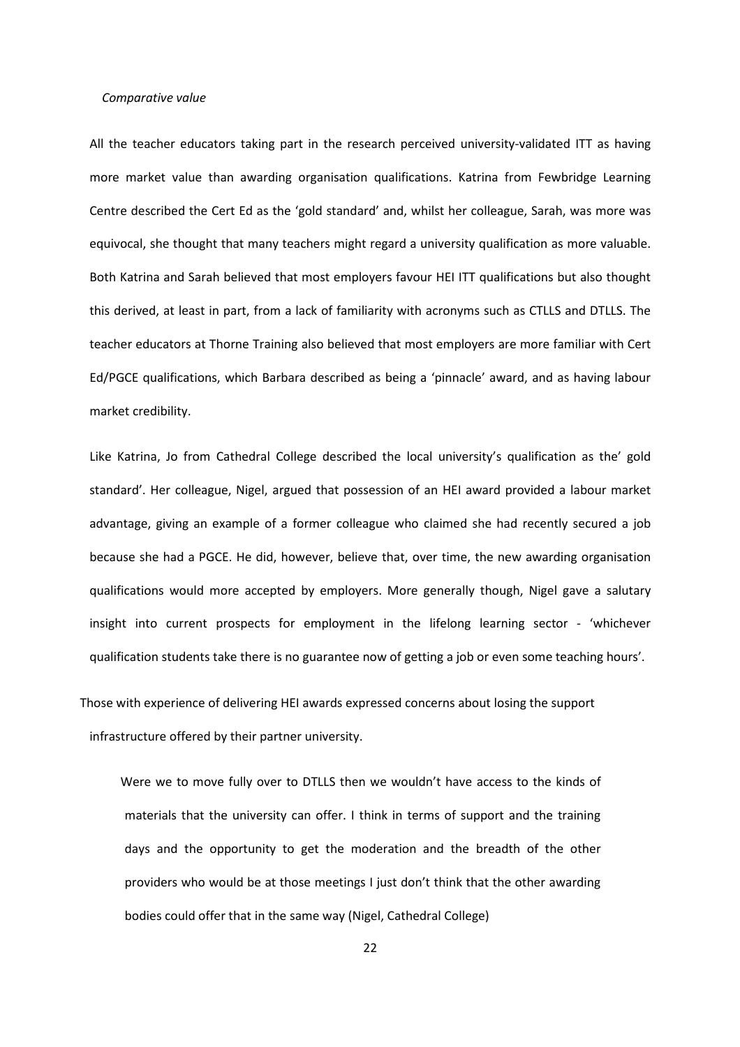*Comparative value*

All the teacher educators taking part in the research perceived university-validated ITT as having more market value than awarding organisation qualifications. Katrina from Fewbridge Learning Centre described the Cert Ed as the 'gold standard' and, whilst her colleague, Sarah, was more was equivocal, she thought that many teachers might regard a university qualification as more valuable. Both Katrina and Sarah believed that most employers favour HEI ITT qualifications but also thought this derived, at least in part, from a lack of familiarity with acronyms such as CTLLS and DTLLS. The teacher educators at Thorne Training also believed that most employers are more familiar with Cert Ed/PGCE qualifications, which Barbara described as being a 'pinnacle' award, and as having labour market credibility.

Like Katrina, Jo from Cathedral College described the local university's qualification as the' gold standard'. Her colleague, Nigel, argued that possession of an HEI award provided a labour market advantage, giving an example of a former colleague who claimed she had recently secured a job because she had a PGCE. He did, however, believe that, over time, the new awarding organisation qualifications would more accepted by employers. More generally though, Nigel gave a salutary insight into current prospects for employment in the lifelong learning sector - 'whichever qualification students take there is no guarantee now of getting a job or even some teaching hours'.

Those with experience of delivering HEI awards expressed concerns about losing the support infrastructure offered by their partner university.

> Were we to move fully over to DTLLS then we wouldn't have access to the kinds of materials that the university can offer. I think in terms of support and the training days and the opportunity to get the moderation and the breadth of the other providers who would be at those meetings I just don't think that the other awarding bodies could offer that in the same way (Nigel, Cathedral College)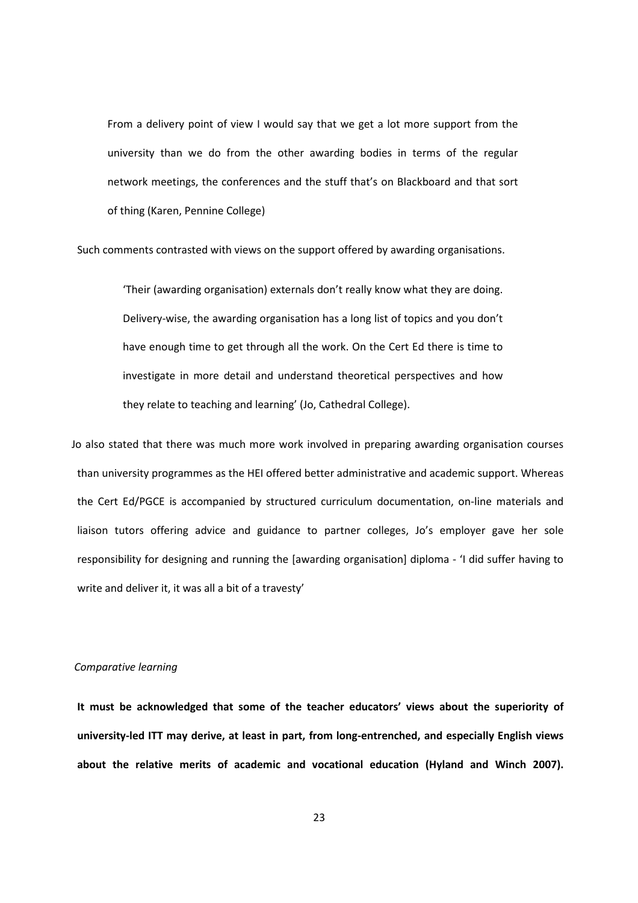> From a delivery point of view I would say that we get a lot more support from the university than we do from the other awarding bodies in terms of the regular network meetings, the conferences and the stuff that's on Blackboard and that sort of thing (Karen, Pennine College)

Such comments contrasted with views on the support offered by awarding organisations.

> 'Their (awarding organisation) externals don't really know what they are doing. Delivery-wise, the awarding organisation has a long list of topics and you don't have enough time to get through all the work. On the Cert Ed there is time to investigate in more detail and understand theoretical perspectives and how they relate to teaching and learning' (Jo, Cathedral College).

Jo also stated that there was much more work involved in preparing awarding organisation courses than university programmes as the HEI offered better administrative and academic support. Whereas the Cert Ed/PGCE is accompanied by structured curriculum documentation, on-line materials and liaison tutors offering advice and guidance to partner colleges, Jo's employer gave her sole responsibility for designing and running the [awarding organisation] diploma - 'I did suffer having to write and deliver it, it was all a bit of a travesty'

*Comparative learning*

**It must be acknowledged that some of the teacher educators' views about the superiority of university-led ITT may derive, at least in part, from long-entrenched, and especially English views about the relative merits of academic and vocational education (Hyland and Winch 2007).**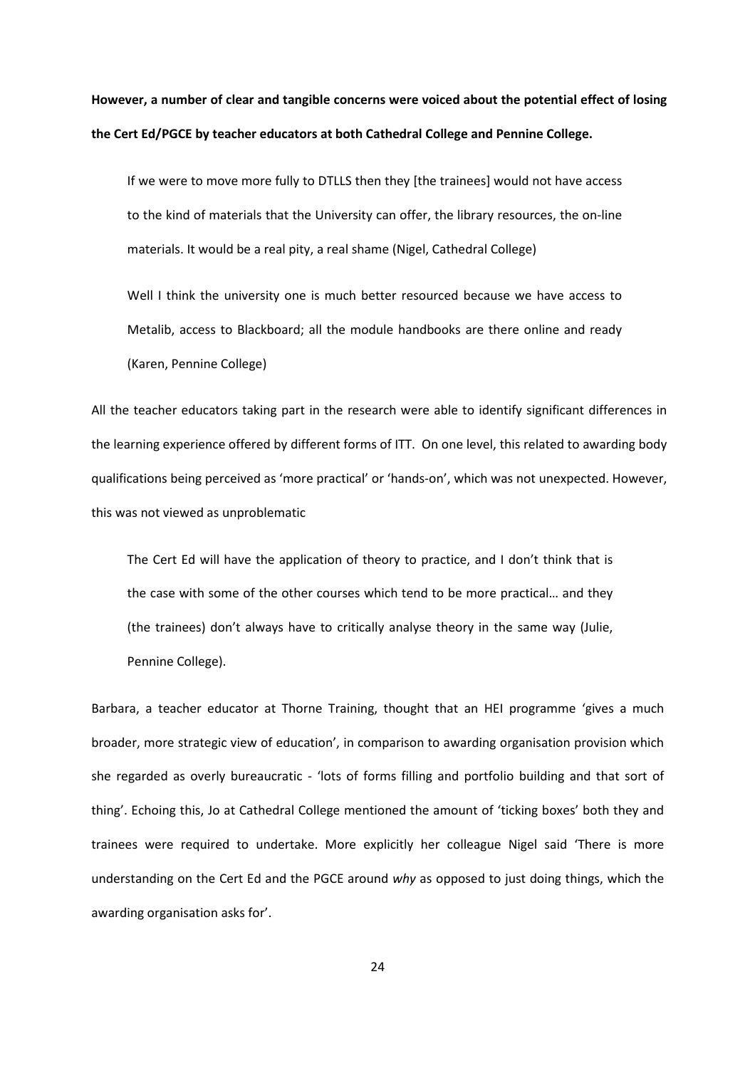**However, a number of clear and tangible concerns were voiced about the potential effect of losing the Cert Ed/PGCE by teacher educators at both Cathedral College and Pennine College.**

> If we were to move more fully to DTLLS then they [the trainees] would not have access to the kind of materials that the University can offer, the library resources, the on-line materials. It would be a real pity, a real shame (Nigel, Cathedral College)

> Well I think the university one is much better resourced because we have access to Metalib, access to Blackboard; all the module handbooks are there online and ready (Karen, Pennine College)

All the teacher educators taking part in the research were able to identify significant differences in the learning experience offered by different forms of ITT. On one level, this related to awarding body qualifications being perceived as 'more practical' or 'hands-on', which was not unexpected. However, this was not viewed as unproblematic

> The Cert Ed will have the application of theory to practice, and I don't think that is the case with some of the other courses which tend to be more practical… and they (the trainees) don't always have to critically analyse theory in the same way (Julie, Pennine College).

Barbara, a teacher educator at Thorne Training, thought that an HEI programme 'gives a much broader, more strategic view of education', in comparison to awarding organisation provision which she regarded as overly bureaucratic - 'lots of forms filling and portfolio building and that sort of thing'. Echoing this, Jo at Cathedral College mentioned the amount of 'ticking boxes' both they and trainees were required to undertake. More explicitly her colleague Nigel said 'There is more understanding on the Cert Ed and the PGCE around *why* as opposed to just doing things, which the awarding organisation asks for'.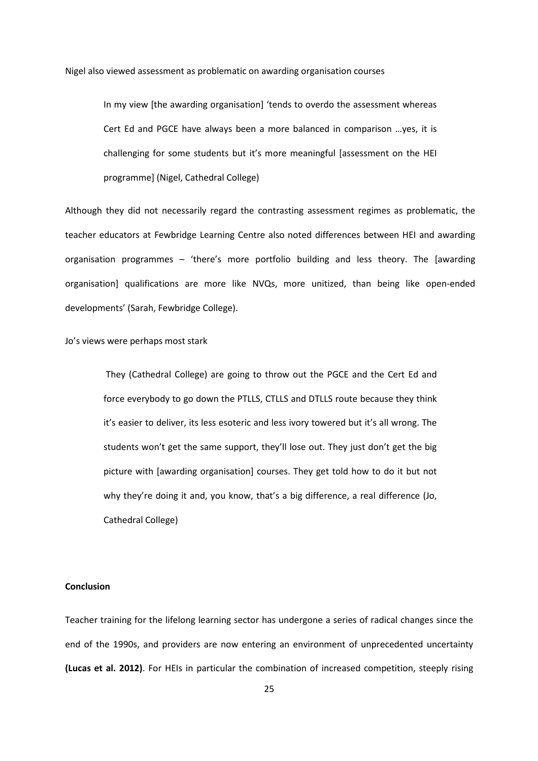Nigel also viewed assessment as problematic on awarding organisation courses

> In my view [the awarding organisation] 'tends to overdo the assessment whereas Cert Ed and PGCE have always been a more balanced in comparison …yes, it is challenging for some students but it's more meaningful [assessment on the HEI programme] (Nigel, Cathedral College)

Although they did not necessarily regard the contrasting assessment regimes as problematic, the teacher educators at Fewbridge Learning Centre also noted differences between HEI and awarding organisation programmes – 'there's more portfolio building and less theory. The [awarding organisation] qualifications are more like NVQs, more unitized, than being like open-ended developments' (Sarah, Fewbridge College).

Jo's views were perhaps most stark

> They (Cathedral College) are going to throw out the PGCE and the Cert Ed and force everybody to go down the PTLLS, CTLLS and DTLLS route because they think it's easier to deliver, its less esoteric and less ivory towered but it's all wrong. The students won't get the same support, they'll lose out. They just don't get the big picture with [awarding organisation] courses. They get told how to do it but not why they're doing it and, you know, that's a big difference, a real difference (Jo, Cathedral College)

**Conclusion**

Teacher training for the lifelong learning sector has undergone a series of radical changes since the end of the 1990s, and providers are now entering an environment of unprecedented uncertainty **(Lucas et al. 2012)**. For HEIs in particular the combination of increased competition, steeply rising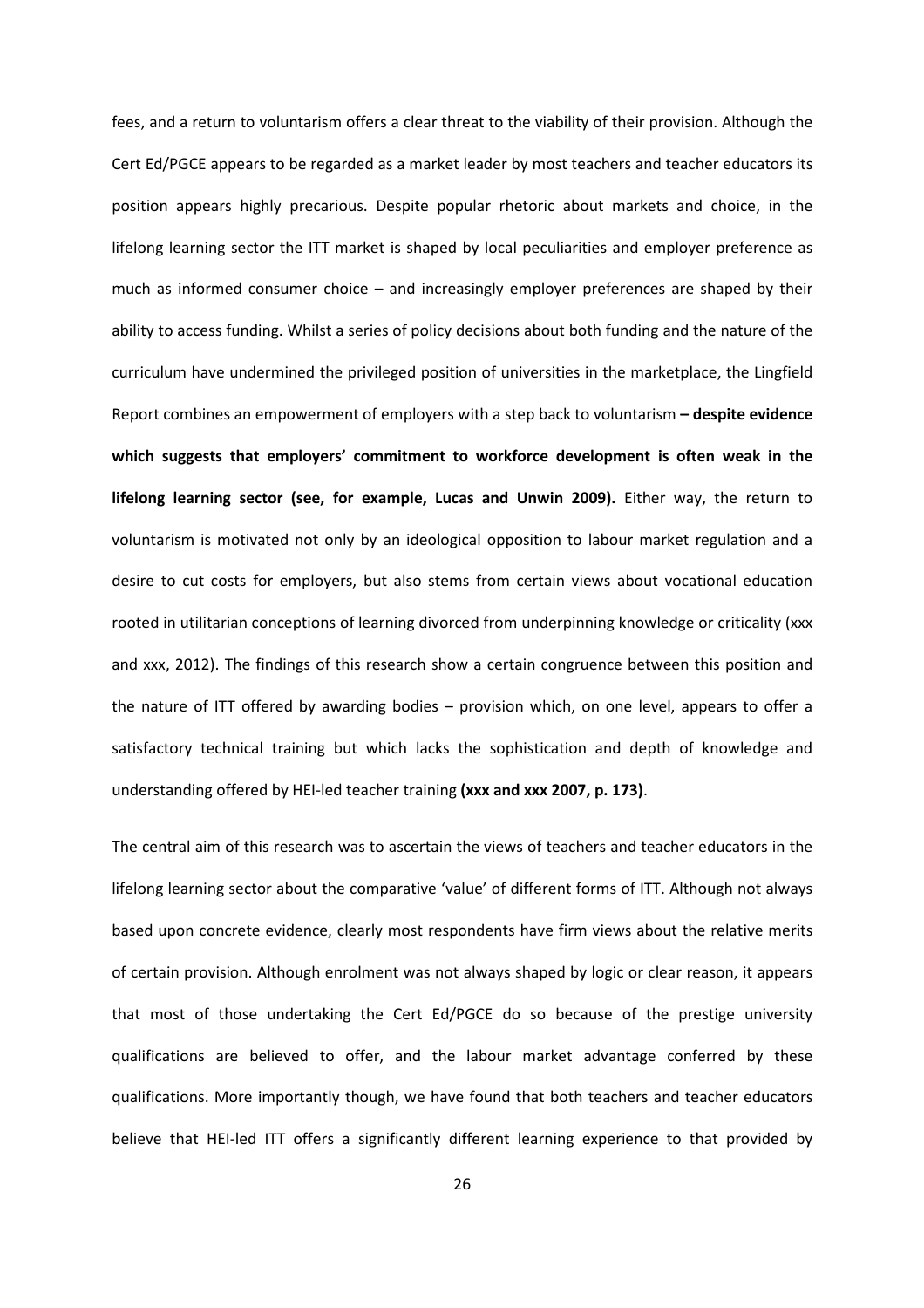fees, and a return to voluntarism offers a clear threat to the viability of their provision. Although the Cert Ed/PGCE appears to be regarded as a market leader by most teachers and teacher educators its position appears highly precarious. Despite popular rhetoric about markets and choice, in the lifelong learning sector the ITT market is shaped by local peculiarities and employer preference as much as informed consumer choice – and increasingly employer preferences are shaped by their ability to access funding. Whilst a series of policy decisions about both funding and the nature of the curriculum have undermined the privileged position of universities in the marketplace, the Lingfield Report combines an empowerment of employers with a step back to voluntarism **– despite evidence which suggests that employers' commitment to workforce development is often weak in the lifelong learning sector (see, for example, Lucas and Unwin 2009).** Either way, the return to voluntarism is motivated not only by an ideological opposition to labour market regulation and a desire to cut costs for employers, but also stems from certain views about vocational education rooted in utilitarian conceptions of learning divorced from underpinning knowledge or criticality (xxx and xxx, 2012). The findings of this research show a certain congruence between this position and the nature of ITT offered by awarding bodies – provision which, on one level, appears to offer a satisfactory technical training but which lacks the sophistication and depth of knowledge and understanding offered by HEI-led teacher training **(xxx and xxx 2007, p. 173)**.

The central aim of this research was to ascertain the views of teachers and teacher educators in the lifelong learning sector about the comparative 'value' of different forms of ITT. Although not always based upon concrete evidence, clearly most respondents have firm views about the relative merits of certain provision. Although enrolment was not always shaped by logic or clear reason, it appears that most of those undertaking the Cert Ed/PGCE do so because of the prestige university qualifications are believed to offer, and the labour market advantage conferred by these qualifications. More importantly though, we have found that both teachers and teacher educators believe that HEI-led ITT offers a significantly different learning experience to that provided by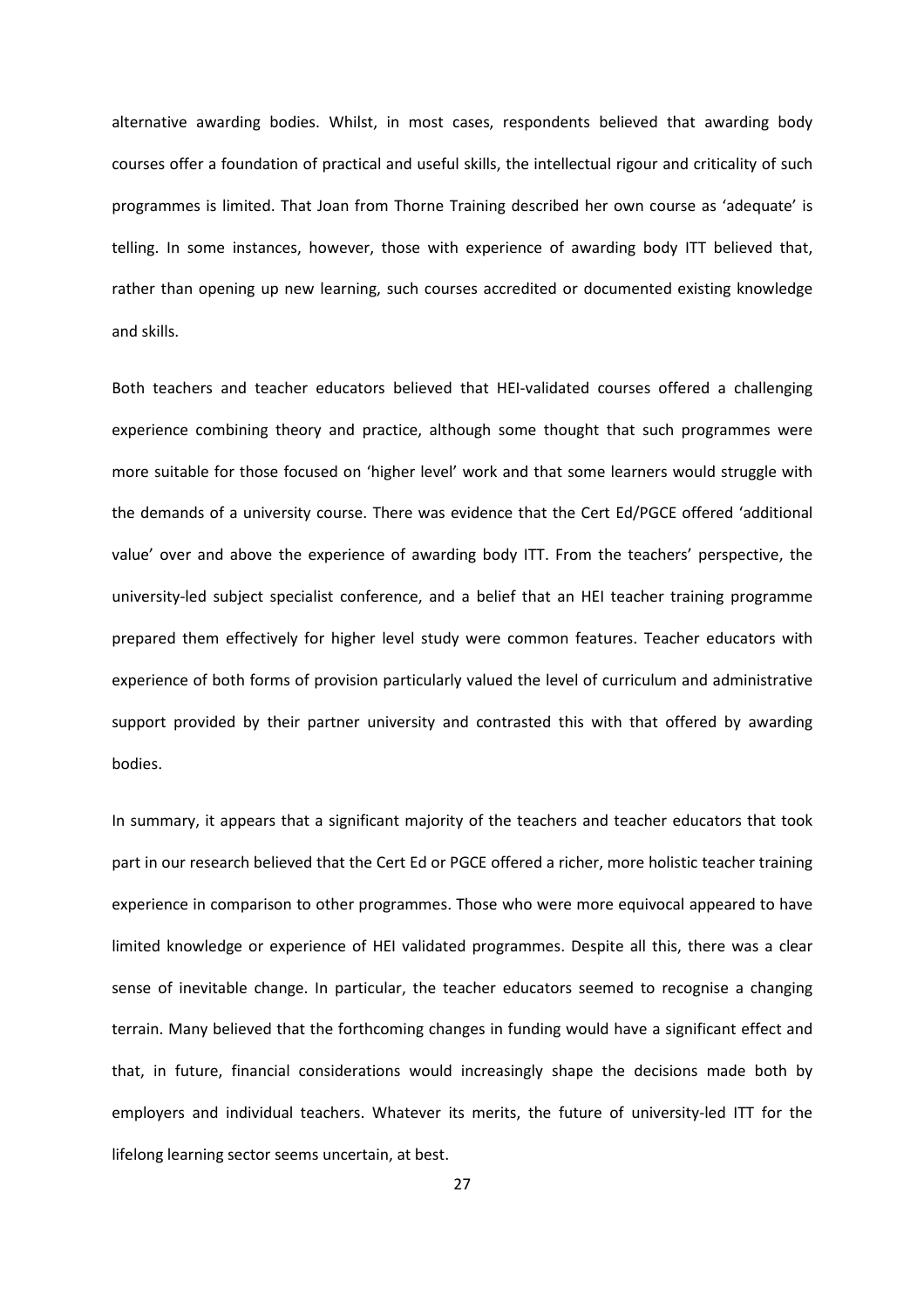alternative awarding bodies. Whilst, in most cases, respondents believed that awarding body courses offer a foundation of practical and useful skills, the intellectual rigour and criticality of such programmes is limited. That Joan from Thorne Training described her own course as 'adequate' is telling. In some instances, however, those with experience of awarding body ITT believed that, rather than opening up new learning, such courses accredited or documented existing knowledge and skills.

Both teachers and teacher educators believed that HEI-validated courses offered a challenging experience combining theory and practice, although some thought that such programmes were more suitable for those focused on 'higher level' work and that some learners would struggle with the demands of a university course. There was evidence that the Cert Ed/PGCE offered 'additional value' over and above the experience of awarding body ITT. From the teachers' perspective, the university-led subject specialist conference, and a belief that an HEI teacher training programme prepared them effectively for higher level study were common features. Teacher educators with experience of both forms of provision particularly valued the level of curriculum and administrative support provided by their partner university and contrasted this with that offered by awarding bodies.

In summary, it appears that a significant majority of the teachers and teacher educators that took part in our research believed that the Cert Ed or PGCE offered a richer, more holistic teacher training experience in comparison to other programmes. Those who were more equivocal appeared to have limited knowledge or experience of HEI validated programmes. Despite all this, there was a clear sense of inevitable change. In particular, the teacher educators seemed to recognise a changing terrain. Many believed that the forthcoming changes in funding would have a significant effect and that, in future, financial considerations would increasingly shape the decisions made both by employers and individual teachers. Whatever its merits, the future of university-led ITT for the lifelong learning sector seems uncertain, at best.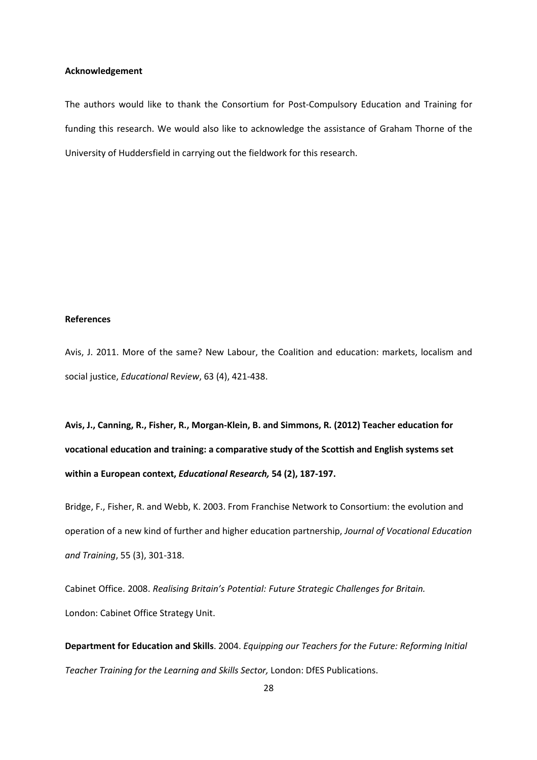**Acknowledgement**

The authors would like to thank the Consortium for Post-Compulsory Education and Training for funding this research. We would also like to acknowledge the assistance of Graham Thorne of the University of Huddersfield in carrying out the fieldwork for this research.

**References**

Avis, J. 2011. More of the same? New Labour, the Coalition and education: markets, localism and social justice, *Educational* R*eview*, 63 (4), 421-438.

**Avis, J., Canning, R., Fisher, R., Morgan-Klein, B. and Simmons, R. (2012) Teacher education for vocational education and training: a comparative study of the Scottish and English systems set within a European context, *Educational Research,* 54 (2), 187-197.**

Bridge, F., Fisher, R. and Webb, K. 2003. From Franchise Network to Consortium: the evolution and operation of a new kind of further and higher education partnership, *Journal of Vocational Education and Training*, 55 (3), 301-318.

Cabinet Office. 2008. *Realising Britain's Potential: Future Strategic Challenges for Britain.* London: Cabinet Office Strategy Unit.

**Department for Education and Skills**. 2004. *Equipping our Teachers for the Future: Reforming Initial Teacher Training for the Learning and Skills Sector,* London: DfES Publications.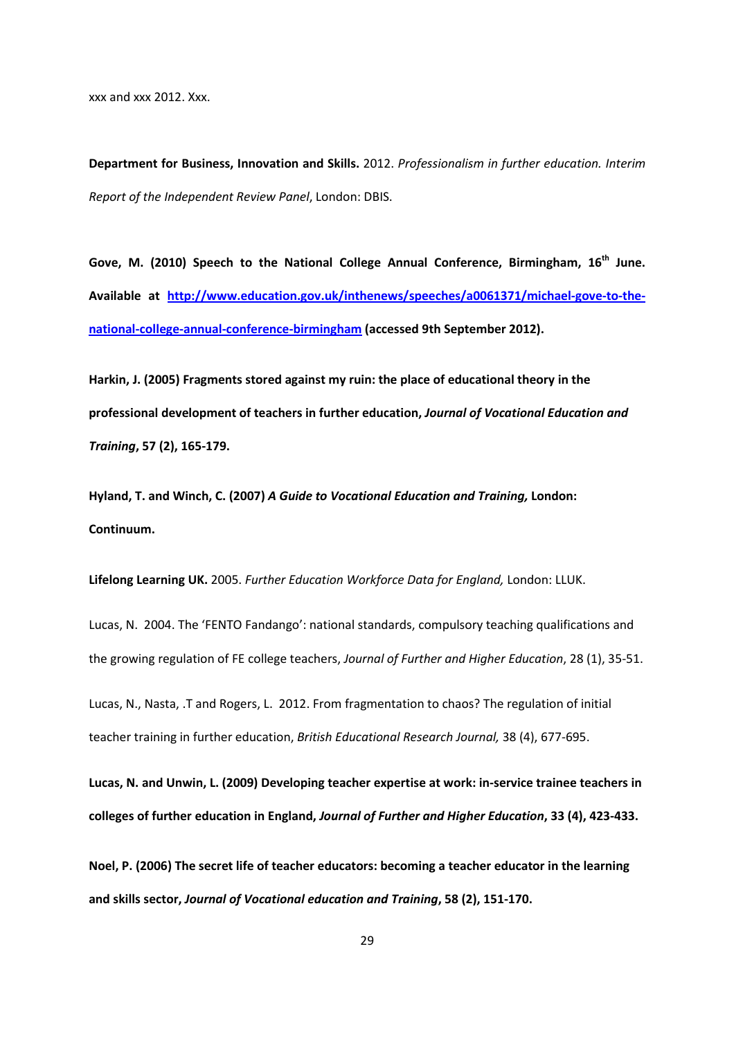xxx and xxx 2012. Xxx.

**Department for Business, Innovation and Skills.** 2012. *Professionalism in further education. Interim Report of the Independent Review Panel*, London: DBIS.

**Gove, M. (2010) Speech to the National College Annual Conference, Birmingham, 16th June. Available at [http://www.education.gov.uk/inthenews/speeches/a0061371/michael-gove-to-the-national-college-annual-conference-birmingham](http://www.education.gov.uk/inthenews/speeches/a0061371/michael-gove-to-the-national-college-annual-conference-birmingham) (accessed 9th September 2012).**

**Harkin, J. (2005) Fragments stored against my ruin: the place of educational theory in the professional development of teachers in further education, *Journal of Vocational Education and Training*, 57 (2), 165-179.**

**Hyland, T. and Winch, C. (2007) *A Guide to Vocational Education and Training,* London: Continuum.**

**Lifelong Learning UK.** 2005. *Further Education Workforce Data for England,* London: LLUK.

Lucas, N. 2004. The 'FENTO Fandango': national standards, compulsory teaching qualifications and the growing regulation of FE college teachers, *Journal of Further and Higher Education*, 28 (1), 35-51.

Lucas, N., Nasta, .T and Rogers, L. 2012. From fragmentation to chaos? The regulation of initial teacher training in further education, *British Educational Research Journal,* 38 (4), 677-695.

**Lucas, N. and Unwin, L. (2009) Developing teacher expertise at work: in-service trainee teachers in colleges of further education in England, *Journal of Further and Higher Education*, 33 (4), 423-433.**

**Noel, P. (2006) The secret life of teacher educators: becoming a teacher educator in the learning and skills sector, *Journal of Vocational education and Training*, 58 (2), 151-170.**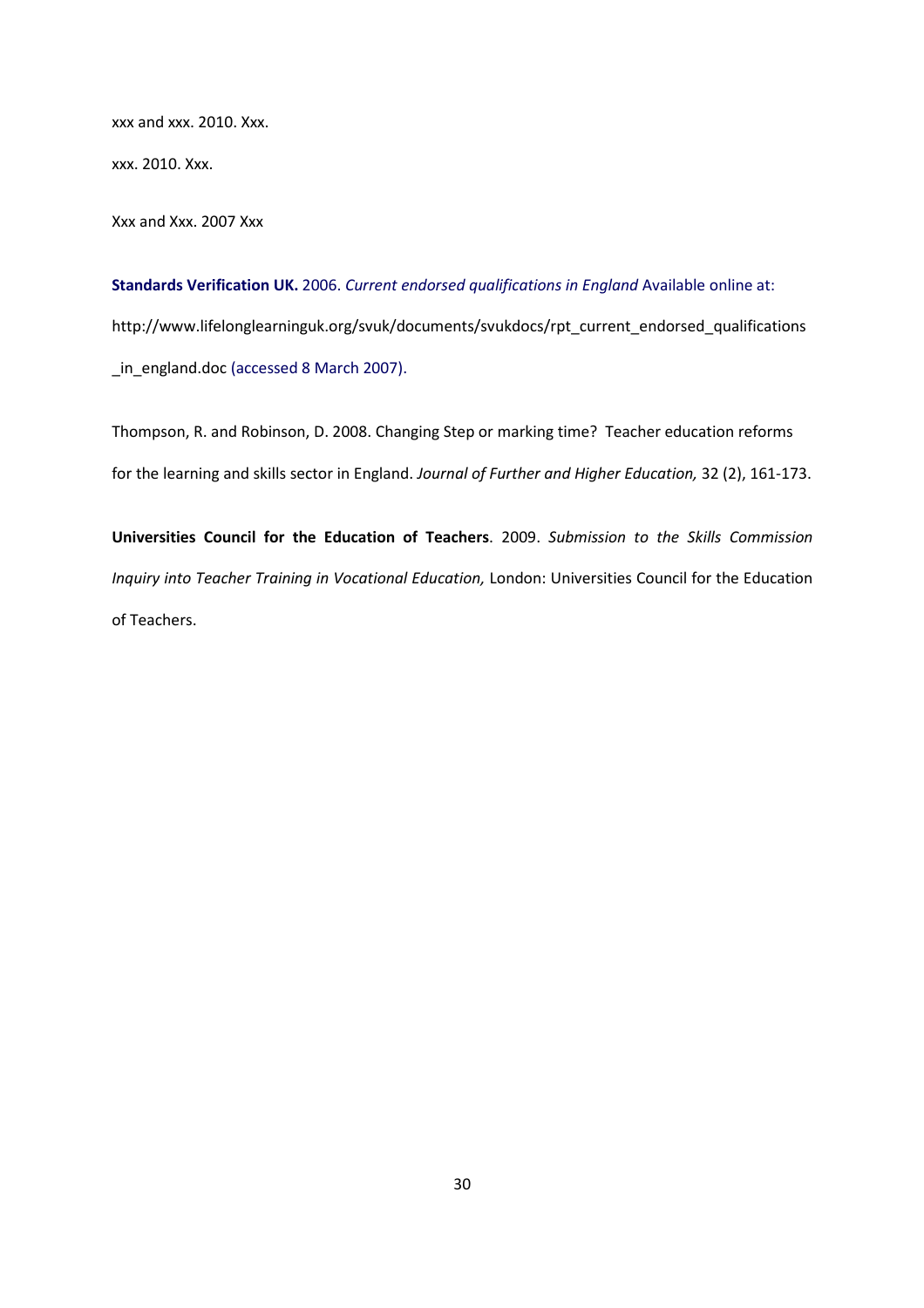xxx and xxx. 2010. Xxx.

xxx. 2010. Xxx.

Xxx and Xxx. 2007 Xxx

**Standards Verification UK.** 2006. *Current endorsed qualifications in England* Available online at: http://www.lifelonglearninguk.org/svuk/documents/svukdocs/rpt_current_endorsed_qualifications_in_england.doc (accessed 8 March 2007).

Thompson, R. and Robinson, D. 2008. Changing Step or marking time? Teacher education reforms for the learning and skills sector in England. *Journal of Further and Higher Education,* 32 (2), 161-173.

**Universities Council for the Education of Teachers**. 2009. *Submission to the Skills Commission Inquiry into Teacher Training in Vocational Education,* London: Universities Council for the Education of Teachers.